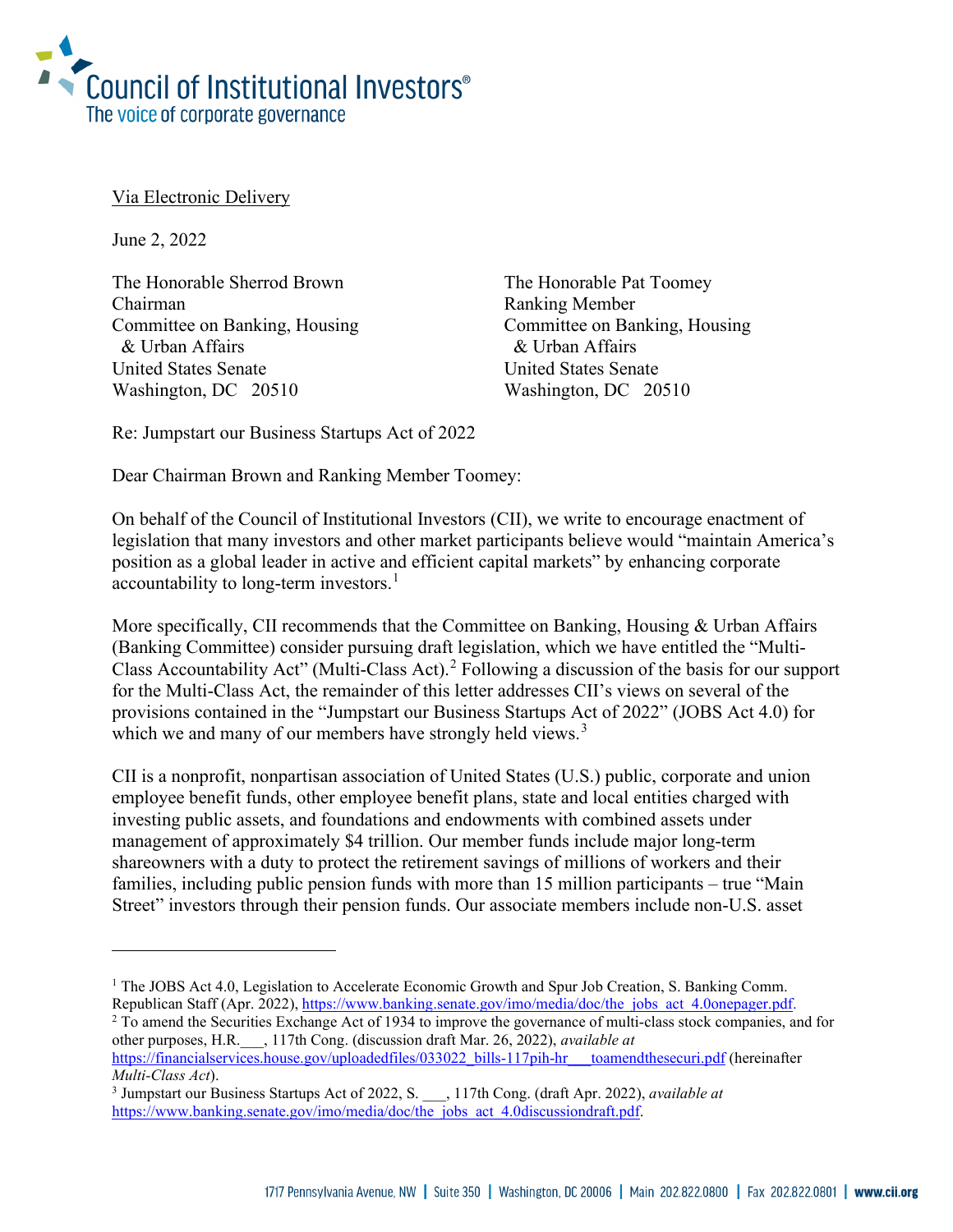Council of Institutional Investors®
The voice of corporate governance

Via Electronic Delivery

June 2, 2022

The Honorable Sherrod Brown
Chairman
Committee on Banking, Housing & Urban Affairs
United States Senate
Washington, DC 20510

The Honorable Pat Toomey
Ranking Member
Committee on Banking, Housing & Urban Affairs
United States Senate
Washington, DC 20510

Re: Jumpstart our Business Startups Act of 2022

Dear Chairman Brown and Ranking Member Toomey:

On behalf of the Council of Institutional Investors (CII), we write to encourage enactment of legislation that many investors and other market participants believe would "maintain America's position as a global leader in active and efficient capital markets" by enhancing corporate accountability to long-term investors.[1]

More specifically, CII recommends that the Committee on Banking, Housing & Urban Affairs (Banking Committee) consider pursuing draft legislation, which we have entitled the "Multi-Class Accountability Act" (Multi-Class Act).[2] Following a discussion of the basis for our support for the Multi-Class Act, the remainder of this letter addresses CII's views on several of the provisions contained in the "Jumpstart our Business Startups Act of 2022" (JOBS Act 4.0) for which we and many of our members have strongly held views.[3]

CII is a nonprofit, nonpartisan association of United States (U.S.) public, corporate and union employee benefit funds, other employee benefit plans, state and local entities charged with investing public assets, and foundations and endowments with combined assets under management of approximately $4 trillion. Our member funds include major long-term shareowners with a duty to protect the retirement savings of millions of workers and their families, including public pension funds with more than 15 million participants – true "Main Street" investors through their pension funds. Our associate members include non-U.S. asset

---

[1] The JOBS Act 4.0, Legislation to Accelerate Economic Growth and Spur Job Creation, S. Banking Comm. Republican Staff (Apr. 2022), https://www.banking.senate.gov/imo/media/doc/the_jobs_act_4.0onepager.pdf.

[2] To amend the Securities Exchange Act of 1934 to improve the governance of multi-class stock companies, and for other purposes, H.R.___, 117th Cong. (discussion draft Mar. 26, 2022), *available at* https://financialservices.house.gov/uploadedfiles/033022_bills-117pih-hr___toamendthesecuri.pdf (hereinafter *Multi-Class Act*).

[3] Jumpstart our Business Startups Act of 2022, S. ___, 117th Cong. (draft Apr. 2022), *available at* https://www.banking.senate.gov/imo/media/doc/the_jobs_act_4.0discussiondraft.pdf.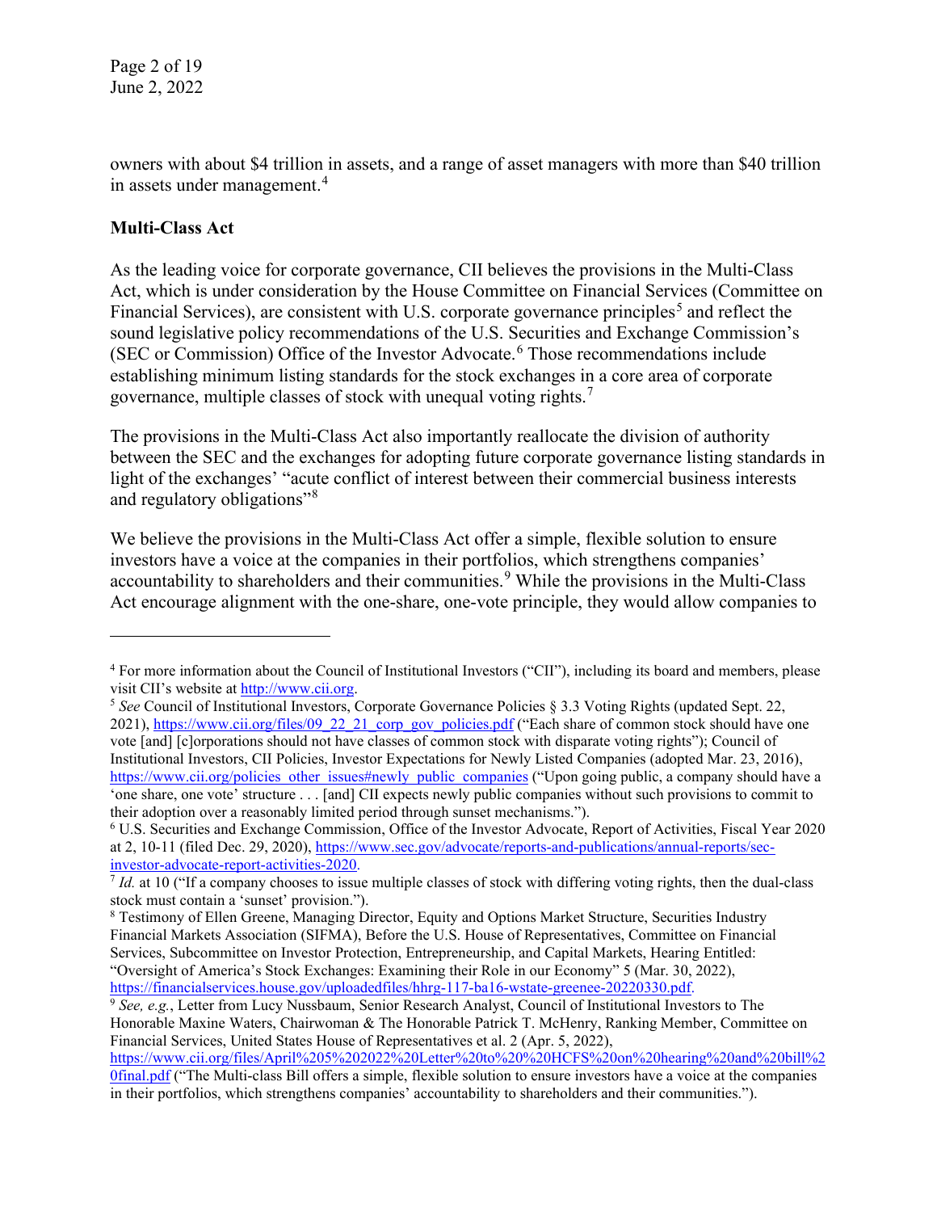owners with about $4 trillion in assets, and a range of asset managers with more than $40 trillion in assets under management.[4]

**Multi-Class Act**

As the leading voice for corporate governance, CII believes the provisions in the Multi-Class Act, which is under consideration by the House Committee on Financial Services (Committee on Financial Services), are consistent with U.S. corporate governance principles[5] and reflect the sound legislative policy recommendations of the U.S. Securities and Exchange Commission's (SEC or Commission) Office of the Investor Advocate.[6] Those recommendations include establishing minimum listing standards for the stock exchanges in a core area of corporate governance, multiple classes of stock with unequal voting rights.[7]

The provisions in the Multi-Class Act also importantly reallocate the division of authority between the SEC and the exchanges for adopting future corporate governance listing standards in light of the exchanges' "acute conflict of interest between their commercial business interests and regulatory obligations"[8]

We believe the provisions in the Multi-Class Act offer a simple, flexible solution to ensure investors have a voice at the companies in their portfolios, which strengthens companies' accountability to shareholders and their communities.[9] While the provisions in the Multi-Class Act encourage alignment with the one-share, one-vote principle, they would allow companies to

---

[4] For more information about the Council of Institutional Investors ("CII"), including its board and members, please visit CII's website at http://www.cii.org.

[5] *See* Council of Institutional Investors, Corporate Governance Policies § 3.3 Voting Rights (updated Sept. 22, 2021), https://www.cii.org/files/09_22_21_corp_gov_policies.pdf ("Each share of common stock should have one vote [and] [c]orporations should not have classes of common stock with disparate voting rights"); Council of Institutional Investors, CII Policies, Investor Expectations for Newly Listed Companies (adopted Mar. 23, 2016), https://www.cii.org/policies_other_issues#newly_public_companies ("Upon going public, a company should have a 'one share, one vote' structure . . . [and] CII expects newly public companies without such provisions to commit to their adoption over a reasonably limited period through sunset mechanisms.").

[6] U.S. Securities and Exchange Commission, Office of the Investor Advocate, Report of Activities, Fiscal Year 2020 at 2, 10-11 (filed Dec. 29, 2020), https://www.sec.gov/advocate/reports-and-publications/annual-reports/sec-investor-advocate-report-activities-2020.

[7] *Id.* at 10 ("If a company chooses to issue multiple classes of stock with differing voting rights, then the dual-class stock must contain a 'sunset' provision.").

[8] Testimony of Ellen Greene, Managing Director, Equity and Options Market Structure, Securities Industry Financial Markets Association (SIFMA), Before the U.S. House of Representatives, Committee on Financial Services, Subcommittee on Investor Protection, Entrepreneurship, and Capital Markets, Hearing Entitled: "Oversight of America's Stock Exchanges: Examining their Role in our Economy" 5 (Mar. 30, 2022), https://financialservices.house.gov/uploadedfiles/hhrg-117-ba16-wstate-greenee-20220330.pdf.

[9] *See, e.g.*, Letter from Lucy Nussbaum, Senior Research Analyst, Council of Institutional Investors to The Honorable Maxine Waters, Chairwoman & The Honorable Patrick T. McHenry, Ranking Member, Committee on Financial Services, United States House of Representatives et al. 2 (Apr. 5, 2022), https://www.cii.org/files/April%205%202022%20Letter%20to%20%20HCFS%20on%20hearing%20and%20bill%20final.pdf ("The Multi-class Bill offers a simple, flexible solution to ensure investors have a voice at the companies in their portfolios, which strengthens companies' accountability to shareholders and their communities.").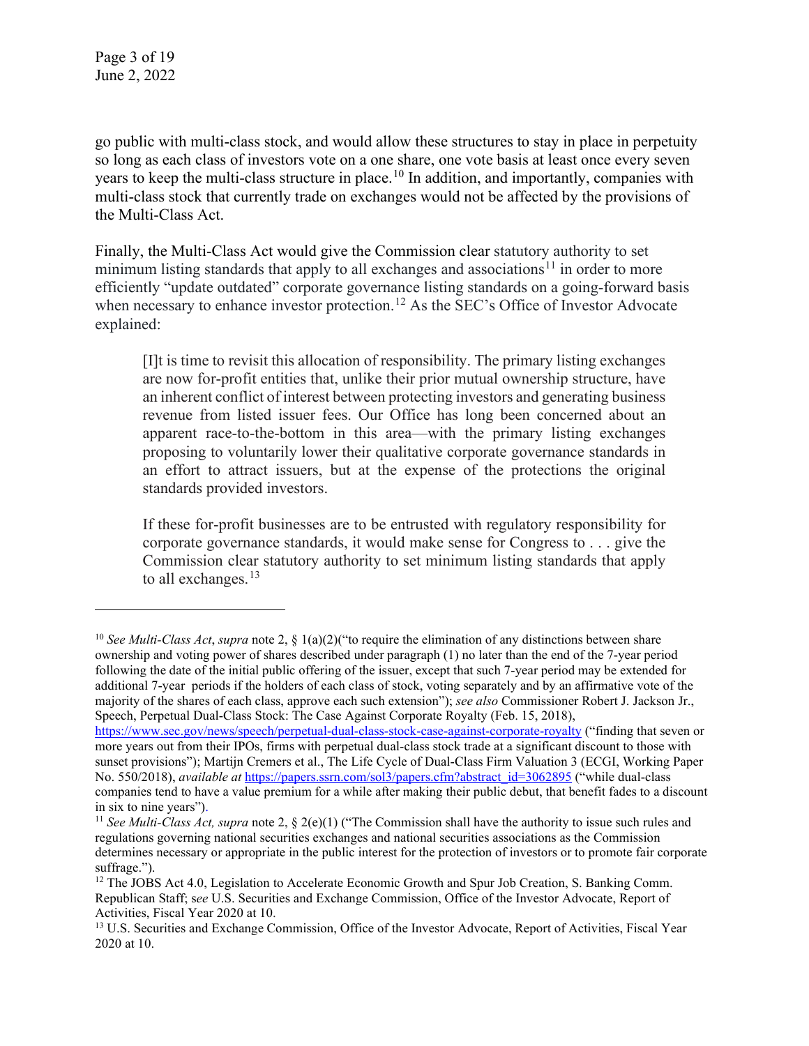go public with multi-class stock, and would allow these structures to stay in place in perpetuity so long as each class of investors vote on a one share, one vote basis at least once every seven years to keep the multi-class structure in place.[10] In addition, and importantly, companies with multi-class stock that currently trade on exchanges would not be affected by the provisions of the Multi-Class Act.

Finally, the Multi-Class Act would give the Commission clear statutory authority to set minimum listing standards that apply to all exchanges and associations[11] in order to more efficiently "update outdated" corporate governance listing standards on a going-forward basis when necessary to enhance investor protection.[12] As the SEC's Office of Investor Advocate explained:

> [I]t is time to revisit this allocation of responsibility. The primary listing exchanges are now for-profit entities that, unlike their prior mutual ownership structure, have an inherent conflict of interest between protecting investors and generating business revenue from listed issuer fees. Our Office has long been concerned about an apparent race-to-the-bottom in this area—with the primary listing exchanges proposing to voluntarily lower their qualitative corporate governance standards in an effort to attract issuers, but at the expense of the protections the original standards provided investors.
>
> If these for-profit businesses are to be entrusted with regulatory responsibility for corporate governance standards, it would make sense for Congress to . . . give the Commission clear statutory authority to set minimum listing standards that apply to all exchanges.[13]

---

[10] *See Multi-Class Act*, *supra* note 2, § 1(a)(2)("to require the elimination of any distinctions between share ownership and voting power of shares described under paragraph (1) no later than the end of the 7-year period following the date of the initial public offering of the issuer, except that such 7-year period may be extended for additional 7-year periods if the holders of each class of stock, voting separately and by an affirmative vote of the majority of the shares of each class, approve each such extension"); *see also* Commissioner Robert J. Jackson Jr., Speech, Perpetual Dual-Class Stock: The Case Against Corporate Royalty (Feb. 15, 2018), https://www.sec.gov/news/speech/perpetual-dual-class-stock-case-against-corporate-royalty ("finding that seven or more years out from their IPOs, firms with perpetual dual-class stock trade at a significant discount to those with sunset provisions"); Martijn Cremers et al., The Life Cycle of Dual-Class Firm Valuation 3 (ECGI, Working Paper No. 550/2018), *available at* https://papers.ssrn.com/sol3/papers.cfm?abstract_id=3062895 ("while dual-class companies tend to have a value premium for a while after making their public debut, that benefit fades to a discount in six to nine years").

[11] *See Multi-Class Act, supra* note 2, § 2(e)(1) ("The Commission shall have the authority to issue such rules and regulations governing national securities exchanges and national securities associations as the Commission determines necessary or appropriate in the public interest for the protection of investors or to promote fair corporate suffrage.").

[12] The JOBS Act 4.0, Legislation to Accelerate Economic Growth and Spur Job Creation, S. Banking Comm. Republican Staff; *see* U.S. Securities and Exchange Commission, Office of the Investor Advocate, Report of Activities, Fiscal Year 2020 at 10.

[13] U.S. Securities and Exchange Commission, Office of the Investor Advocate, Report of Activities, Fiscal Year 2020 at 10.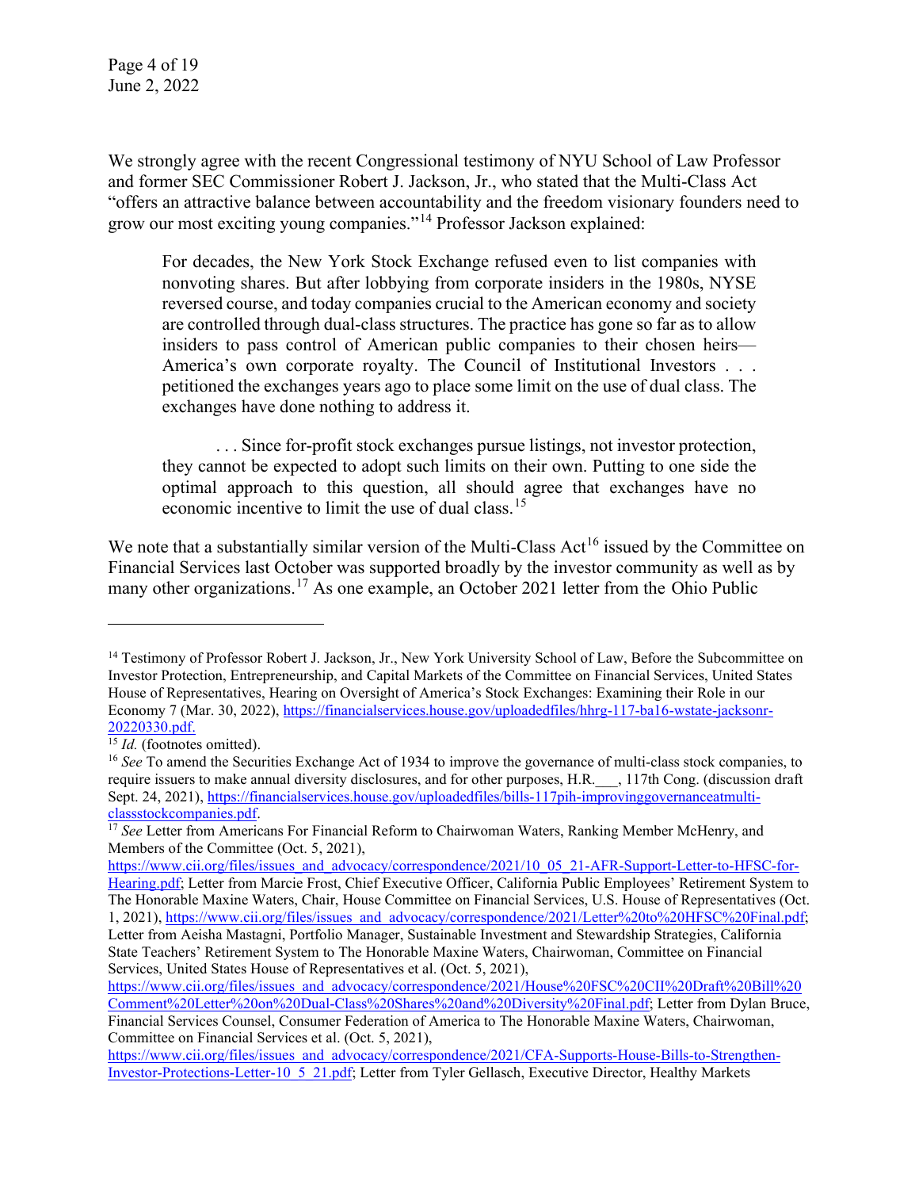We strongly agree with the recent Congressional testimony of NYU School of Law Professor and former SEC Commissioner Robert J. Jackson, Jr., who stated that the Multi-Class Act "offers an attractive balance between accountability and the freedom visionary founders need to grow our most exciting young companies."[14] Professor Jackson explained:

> For decades, the New York Stock Exchange refused even to list companies with nonvoting shares. But after lobbying from corporate insiders in the 1980s, NYSE reversed course, and today companies crucial to the American economy and society are controlled through dual-class structures. The practice has gone so far as to allow insiders to pass control of American public companies to their chosen heirs—America's own corporate royalty. The Council of Institutional Investors . . . petitioned the exchanges years ago to place some limit on the use of dual class. The exchanges have done nothing to address it.
>
> . . . Since for-profit stock exchanges pursue listings, not investor protection, they cannot be expected to adopt such limits on their own. Putting to one side the optimal approach to this question, all should agree that exchanges have no economic incentive to limit the use of dual class.[15]

We note that a substantially similar version of the Multi-Class Act[16] issued by the Committee on Financial Services last October was supported broadly by the investor community as well as by many other organizations.[17] As one example, an October 2021 letter from the Ohio Public

---

[14] Testimony of Professor Robert J. Jackson, Jr., New York University School of Law, Before the Subcommittee on Investor Protection, Entrepreneurship, and Capital Markets of the Committee on Financial Services, United States House of Representatives, Hearing on Oversight of America's Stock Exchanges: Examining their Role in our Economy 7 (Mar. 30, 2022), https://financialservices.house.gov/uploadedfiles/hhrg-117-ba16-wstate-jacksonr-20220330.pdf.

[15] *Id.* (footnotes omitted).

[16] *See* To amend the Securities Exchange Act of 1934 to improve the governance of multi-class stock companies, to require issuers to make annual diversity disclosures, and for other purposes, H.R.___, 117th Cong. (discussion draft Sept. 24, 2021), https://financialservices.house.gov/uploadedfiles/bills-117pih-improvinggovernanceatmulti-classstockcompanies.pdf.

[17] *See* Letter from Americans For Financial Reform to Chairwoman Waters, Ranking Member McHenry, and Members of the Committee (Oct. 5, 2021), https://www.cii.org/files/issues_and_advocacy/correspondence/2021/10_05_21-AFR-Support-Letter-to-HFSC-for-Hearing.pdf; Letter from Marcie Frost, Chief Executive Officer, California Public Employees' Retirement System to The Honorable Maxine Waters, Chair, House Committee on Financial Services, U.S. House of Representatives (Oct. 1, 2021), https://www.cii.org/files/issues_and_advocacy/correspondence/2021/Letter%20to%20HFSC%20Final.pdf; Letter from Aeisha Mastagni, Portfolio Manager, Sustainable Investment and Stewardship Strategies, California State Teachers' Retirement System to The Honorable Maxine Waters, Chairwoman, Committee on Financial Services, United States House of Representatives et al. (Oct. 5, 2021), https://www.cii.org/files/issues_and_advocacy/correspondence/2021/House%20FSC%20CII%20Draft%20Bill%20Comment%20Letter%20on%20Dual-Class%20Shares%20and%20Diversity%20Final.pdf; Letter from Dylan Bruce, Financial Services Counsel, Consumer Federation of America to The Honorable Maxine Waters, Chairwoman, Committee on Financial Services et al. (Oct. 5, 2021), https://www.cii.org/files/issues_and_advocacy/correspondence/2021/CFA-Supports-House-Bills-to-Strengthen-Investor-Protections-Letter-10_5_21.pdf; Letter from Tyler Gellasch, Executive Director, Healthy Markets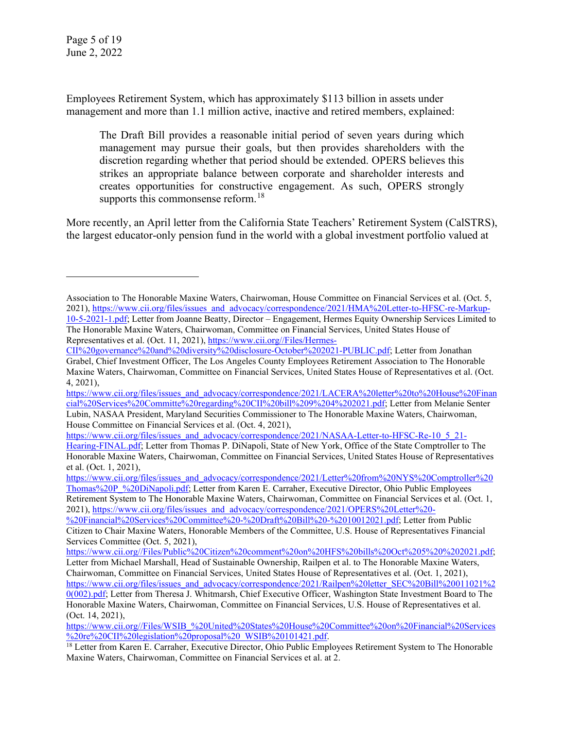Employees Retirement System, which has approximately $113 billion in assets under management and more than 1.1 million active, inactive and retired members, explained:

> The Draft Bill provides a reasonable initial period of seven years during which management may pursue their goals, but then provides shareholders with the discretion regarding whether that period should be extended. OPERS believes this strikes an appropriate balance between corporate and shareholder interests and creates opportunities for constructive engagement. As such, OPERS strongly supports this commonsense reform.[18]

More recently, an April letter from the California State Teachers' Retirement System (CalSTRS), the largest educator-only pension fund in the world with a global investment portfolio valued at

---

Association to The Honorable Maxine Waters, Chairwoman, House Committee on Financial Services et al. (Oct. 5, 2021), https://www.cii.org/files/issues_and_advocacy/correspondence/2021/HMA%20Letter-to-HFSC-re-Markup-10-5-2021-1.pdf; Letter from Joanne Beatty, Director – Engagement, Hermes Equity Ownership Services Limited to The Honorable Maxine Waters, Chairwoman, Committee on Financial Services, United States House of Representatives et al. (Oct. 11, 2021), https://www.cii.org//Files/Hermes-CII%20governance%20and%20diversity%20disclosure-October%202021-PUBLIC.pdf; Letter from Jonathan Grabel, Chief Investment Officer, The Los Angeles County Employees Retirement Association to The Honorable Maxine Waters, Chairwoman, Committee on Financial Services, United States House of Representatives et al. (Oct. 4, 2021), https://www.cii.org/files/issues_and_advocacy/correspondence/2021/LACERA%20letter%20to%20House%20Financial%20Services%20Committe%20regarding%20CII%20bill%209%204%202021.pdf; Letter from Melanie Senter Lubin, NASAA President, Maryland Securities Commissioner to The Honorable Maxine Waters, Chairwoman, House Committee on Financial Services et al. (Oct. 4, 2021), https://www.cii.org/files/issues_and_advocacy/correspondence/2021/NASAA-Letter-to-HFSC-Re-10_5_21-Hearing-FINAL.pdf; Letter from Thomas P. DiNapoli, State of New York, Office of the State Comptroller to The Honorable Maxine Waters, Chairwoman, Committee on Financial Services, United States House of Representatives et al. (Oct. 1, 2021), https://www.cii.org/files/issues_and_advocacy/correspondence/2021/Letter%20from%20NYS%20Comptroller%20Thomas%20P_%20DiNapoli.pdf; Letter from Karen E. Carraher, Executive Director, Ohio Public Employees Retirement System to The Honorable Maxine Waters, Chairwoman, Committee on Financial Services et al. (Oct. 1, 2021), https://www.cii.org/files/issues_and_advocacy/correspondence/2021/OPERS%20Letter%20-%20Financial%20Services%20Committee%20-%20Draft%20Bill%20-%2010012021.pdf; Letter from Public Citizen to Chair Maxine Waters, Honorable Members of the Committee, U.S. House of Representatives Financial Services Committee (Oct. 5, 2021), https://www.cii.org//Files/Public%20Citizen%20comment%20on%20HFS%20bills%20Oct%205%20%202021.pdf; Letter from Michael Marshall, Head of Sustainable Ownership, Railpen et al. to The Honorable Maxine Waters, Chairwoman, Committee on Financial Services, United States House of Representatives et al. (Oct. 1, 2021), https://www.cii.org/files/issues_and_advocacy/correspondence/2021/Railpen%20letter_SEC%20Bill%20011021%20(002).pdf; Letter from Theresa J. Whitmarsh, Chief Executive Officer, Washington State Investment Board to The Honorable Maxine Waters, Chairwoman, Committee on Financial Services, U.S. House of Representatives et al. (Oct. 14, 2021), https://www.cii.org//Files/WSIB_%20United%20States%20House%20Committee%20on%20Financial%20Services%20re%20CII%20legislation%20proposal%20_WSIB%20101421.pdf.

[18] Letter from Karen E. Carraher, Executive Director, Ohio Public Employees Retirement System to The Honorable Maxine Waters, Chairwoman, Committee on Financial Services et al. at 2.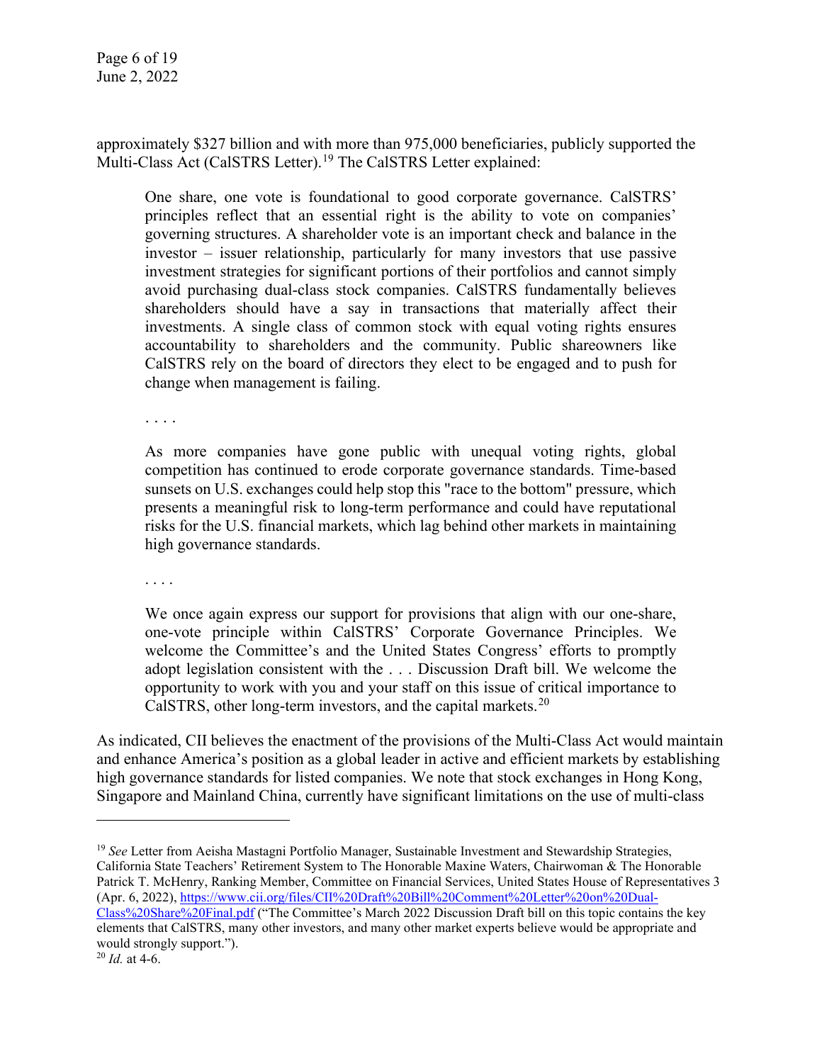approximately $327 billion and with more than 975,000 beneficiaries, publicly supported the Multi-Class Act (CalSTRS Letter).[19] The CalSTRS Letter explained:

> One share, one vote is foundational to good corporate governance. CalSTRS' principles reflect that an essential right is the ability to vote on companies' governing structures. A shareholder vote is an important check and balance in the investor – issuer relationship, particularly for many investors that use passive investment strategies for significant portions of their portfolios and cannot simply avoid purchasing dual-class stock companies. CalSTRS fundamentally believes shareholders should have a say in transactions that materially affect their investments. A single class of common stock with equal voting rights ensures accountability to shareholders and the community. Public shareowners like CalSTRS rely on the board of directors they elect to be engaged and to push for change when management is failing.
>
> . . . .
>
> As more companies have gone public with unequal voting rights, global competition has continued to erode corporate governance standards. Time-based sunsets on U.S. exchanges could help stop this "race to the bottom" pressure, which presents a meaningful risk to long-term performance and could have reputational risks for the U.S. financial markets, which lag behind other markets in maintaining high governance standards.
>
> . . . .
>
> We once again express our support for provisions that align with our one-share, one-vote principle within CalSTRS' Corporate Governance Principles. We welcome the Committee's and the United States Congress' efforts to promptly adopt legislation consistent with the . . . Discussion Draft bill. We welcome the opportunity to work with you and your staff on this issue of critical importance to CalSTRS, other long-term investors, and the capital markets.[20]

As indicated, CII believes the enactment of the provisions of the Multi-Class Act would maintain and enhance America's position as a global leader in active and efficient markets by establishing high governance standards for listed companies. We note that stock exchanges in Hong Kong, Singapore and Mainland China, currently have significant limitations on the use of multi-class

---

[19] *See* Letter from Aeisha Mastagni Portfolio Manager, Sustainable Investment and Stewardship Strategies, California State Teachers' Retirement System to The Honorable Maxine Waters, Chairwoman & The Honorable Patrick T. McHenry, Ranking Member, Committee on Financial Services, United States House of Representatives 3 (Apr. 6, 2022), https://www.cii.org/files/CII%20Draft%20Bill%20Comment%20Letter%20on%20Dual-Class%20Share%20Final.pdf ("The Committee's March 2022 Discussion Draft bill on this topic contains the key elements that CalSTRS, many other investors, and many other market experts believe would be appropriate and would strongly support.").

[20] *Id.* at 4-6.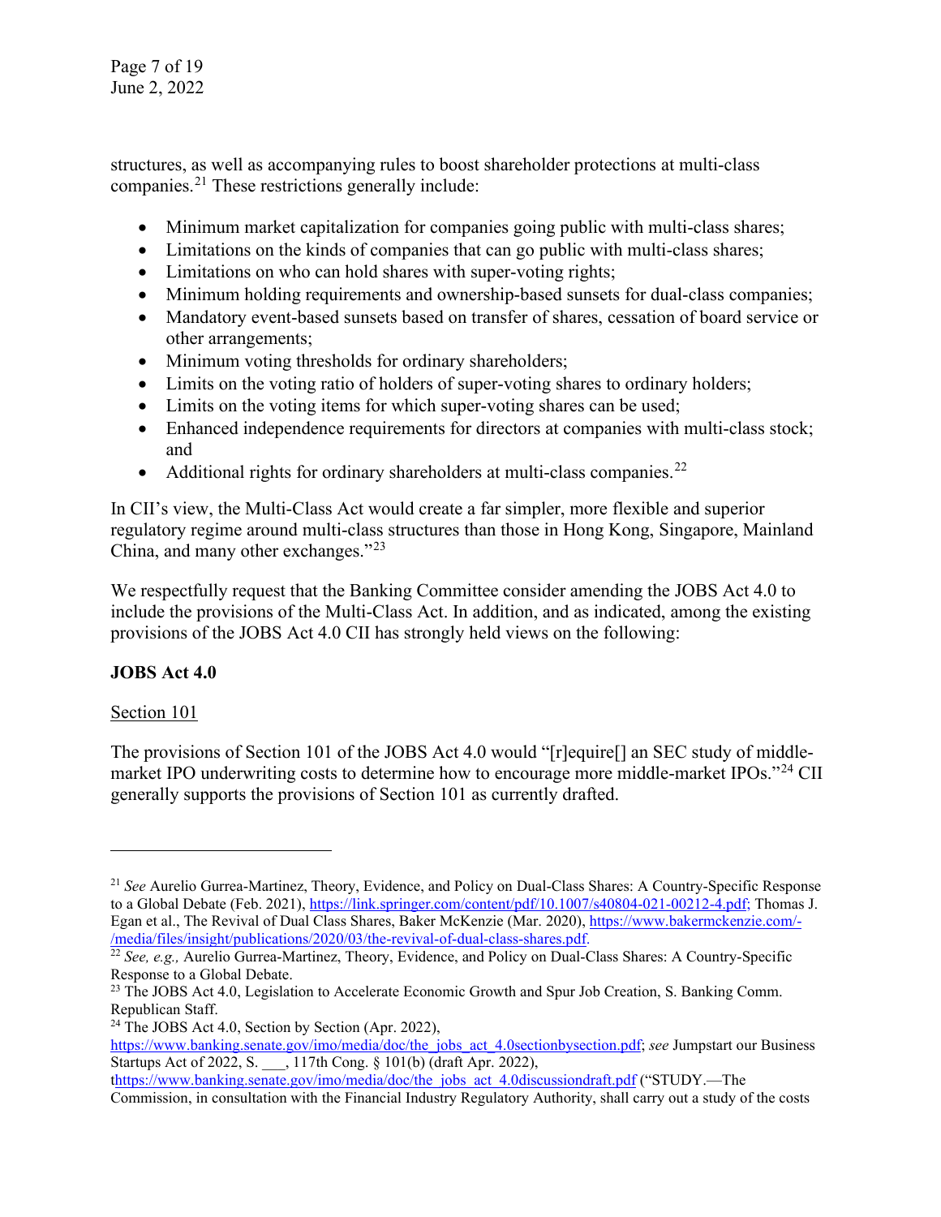structures, as well as accompanying rules to boost shareholder protections at multi-class companies.[21] These restrictions generally include:

- Minimum market capitalization for companies going public with multi-class shares;
- Limitations on the kinds of companies that can go public with multi-class shares;
- Limitations on who can hold shares with super-voting rights;
- Minimum holding requirements and ownership-based sunsets for dual-class companies;
- Mandatory event-based sunsets based on transfer of shares, cessation of board service or other arrangements;
- Minimum voting thresholds for ordinary shareholders;
- Limits on the voting ratio of holders of super-voting shares to ordinary holders;
- Limits on the voting items for which super-voting shares can be used;
- Enhanced independence requirements for directors at companies with multi-class stock; and
- Additional rights for ordinary shareholders at multi-class companies.[22]

In CII's view, the Multi-Class Act would create a far simpler, more flexible and superior regulatory regime around multi-class structures than those in Hong Kong, Singapore, Mainland China, and many other exchanges."[23]

We respectfully request that the Banking Committee consider amending the JOBS Act 4.0 to include the provisions of the Multi-Class Act. In addition, and as indicated, among the existing provisions of the JOBS Act 4.0 CII has strongly held views on the following:

**JOBS Act 4.0**

<u>Section 101</u>

The provisions of Section 101 of the JOBS Act 4.0 would "[r]equire[] an SEC study of middle-market IPO underwriting costs to determine how to encourage more middle-market IPOs."[24] CII generally supports the provisions of Section 101 as currently drafted.

---

[21] *See* Aurelio Gurrea-Martinez, Theory, Evidence, and Policy on Dual-Class Shares: A Country-Specific Response to a Global Debate (Feb. 2021), https://link.springer.com/content/pdf/10.1007/s40804-021-00212-4.pdf; Thomas J. Egan et al., The Revival of Dual Class Shares, Baker McKenzie (Mar. 2020), https://www.bakermckenzie.com/-/media/files/insight/publications/2020/03/the-revival-of-dual-class-shares.pdf.

[22] *See, e.g.,* Aurelio Gurrea-Martinez, Theory, Evidence, and Policy on Dual-Class Shares: A Country-Specific Response to a Global Debate.

[23] The JOBS Act 4.0, Legislation to Accelerate Economic Growth and Spur Job Creation, S. Banking Comm. Republican Staff.

[24] The JOBS Act 4.0, Section by Section (Apr. 2022), https://www.banking.senate.gov/imo/media/doc/the_jobs_act_4.0sectionbysection.pdf; *see* Jumpstart our Business Startups Act of 2022, S. ___, 117th Cong. § 101(b) (draft Apr. 2022), thttps://www.banking.senate.gov/imo/media/doc/the_jobs_act_4.0discussiondraft.pdf ("STUDY.—The Commission, in consultation with the Financial Industry Regulatory Authority, shall carry out a study of the costs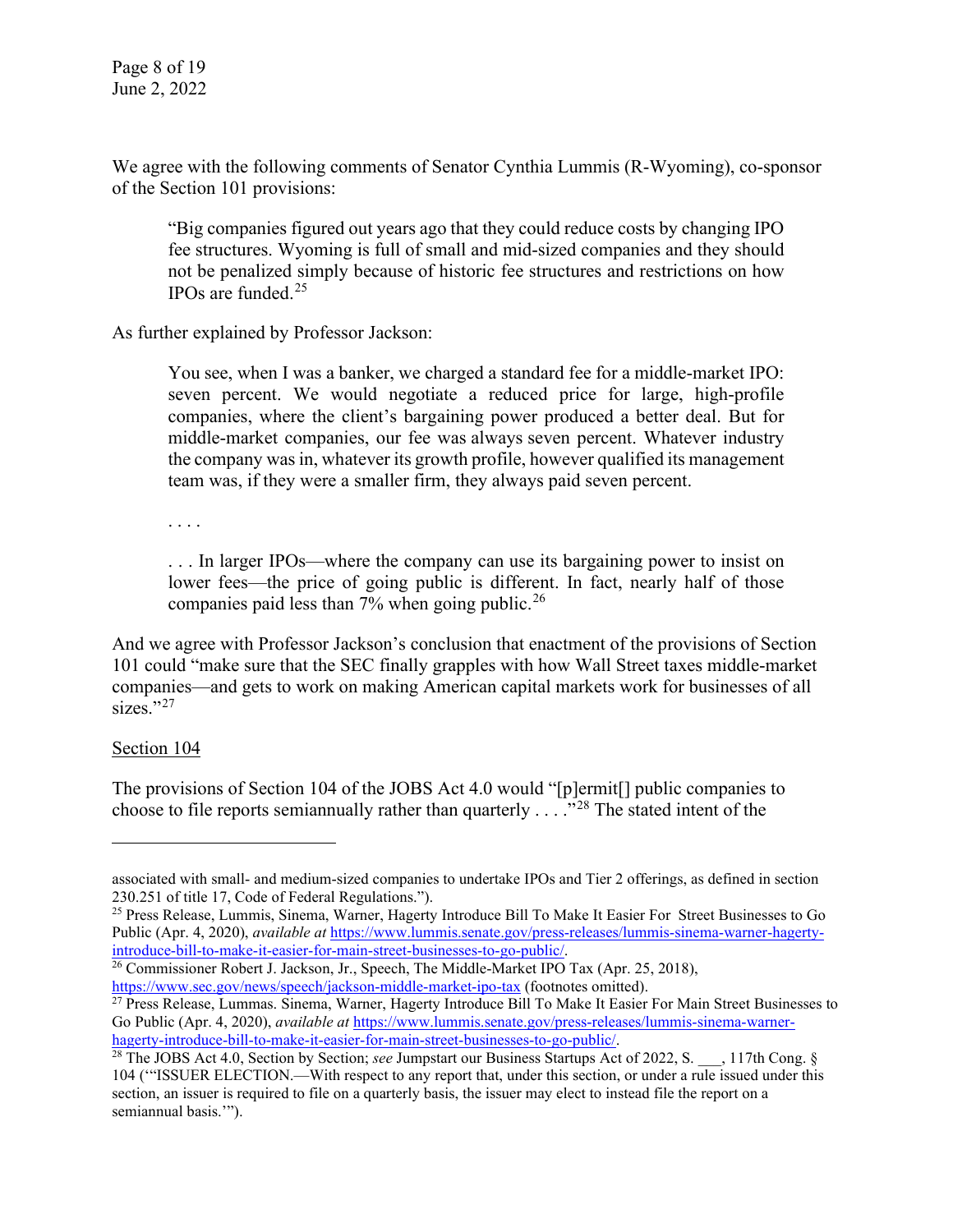We agree with the following comments of Senator Cynthia Lummis (R-Wyoming), co-sponsor of the Section 101 provisions:

> "Big companies figured out years ago that they could reduce costs by changing IPO fee structures. Wyoming is full of small and mid-sized companies and they should not be penalized simply because of historic fee structures and restrictions on how IPOs are funded.[25]

As further explained by Professor Jackson:

> You see, when I was a banker, we charged a standard fee for a middle-market IPO: seven percent. We would negotiate a reduced price for large, high-profile companies, where the client's bargaining power produced a better deal. But for middle-market companies, our fee was always seven percent. Whatever industry the company was in, whatever its growth profile, however qualified its management team was, if they were a smaller firm, they always paid seven percent.
>
> . . . .
>
> . . . In larger IPOs—where the company can use its bargaining power to insist on lower fees—the price of going public is different. In fact, nearly half of those companies paid less than 7% when going public.[26]

And we agree with Professor Jackson's conclusion that enactment of the provisions of Section 101 could "make sure that the SEC finally grapples with how Wall Street taxes middle-market companies—and gets to work on making American capital markets work for businesses of all sizes."[27]

<u>Section 104</u>

The provisions of Section 104 of the JOBS Act 4.0 would "[p]ermit[] public companies to choose to file reports semiannually rather than quarterly . . . ."[28] The stated intent of the

---

associated with small- and medium-sized companies to undertake IPOs and Tier 2 offerings, as defined in section 230.251 of title 17, Code of Federal Regulations.").

[25] Press Release, Lummis, Sinema, Warner, Hagerty Introduce Bill To Make It Easier For Street Businesses to Go Public (Apr. 4, 2020), *available at* https://www.lummis.senate.gov/press-releases/lummis-sinema-warner-hagerty-introduce-bill-to-make-it-easier-for-main-street-businesses-to-go-public/.

[26] Commissioner Robert J. Jackson, Jr., Speech, The Middle-Market IPO Tax (Apr. 25, 2018), https://www.sec.gov/news/speech/jackson-middle-market-ipo-tax (footnotes omitted).

[27] Press Release, Lummas. Sinema, Warner, Hagerty Introduce Bill To Make It Easier For Main Street Businesses to Go Public (Apr. 4, 2020), *available at* https://www.lummis.senate.gov/press-releases/lummis-sinema-warner-hagerty-introduce-bill-to-make-it-easier-for-main-street-businesses-to-go-public/.

[28] The JOBS Act 4.0, Section by Section; *see* Jumpstart our Business Startups Act of 2022, S. ___, 117th Cong. § 104 ('"ISSUER ELECTION.—With respect to any report that, under this section, or under a rule issued under this section, an issuer is required to file on a quarterly basis, the issuer may elect to instead file the report on a semiannual basis.'").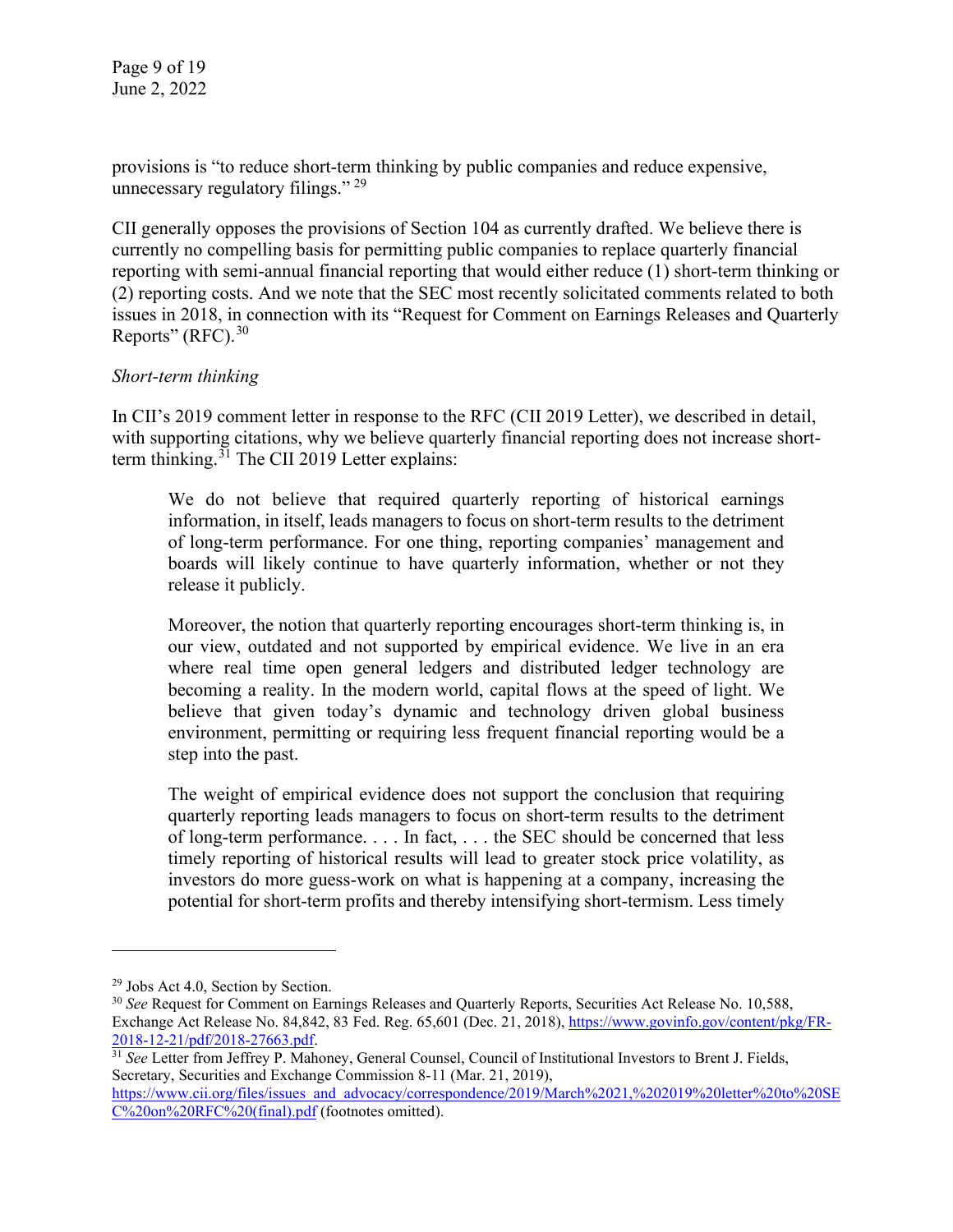provisions is "to reduce short-term thinking by public companies and reduce expensive, unnecessary regulatory filings." [29]

CII generally opposes the provisions of Section 104 as currently drafted. We believe there is currently no compelling basis for permitting public companies to replace quarterly financial reporting with semi-annual financial reporting that would either reduce (1) short-term thinking or (2) reporting costs. And we note that the SEC most recently solicitated comments related to both issues in 2018, in connection with its "Request for Comment on Earnings Releases and Quarterly Reports" (RFC). [30]

*Short-term thinking*

In CII's 2019 comment letter in response to the RFC (CII 2019 Letter), we described in detail, with supporting citations, why we believe quarterly financial reporting does not increase short-term thinking. [31] The CII 2019 Letter explains:

> We do not believe that required quarterly reporting of historical earnings information, in itself, leads managers to focus on short-term results to the detriment of long-term performance. For one thing, reporting companies' management and boards will likely continue to have quarterly information, whether or not they release it publicly.
>
> Moreover, the notion that quarterly reporting encourages short-term thinking is, in our view, outdated and not supported by empirical evidence. We live in an era where real time open general ledgers and distributed ledger technology are becoming a reality. In the modern world, capital flows at the speed of light. We believe that given today's dynamic and technology driven global business environment, permitting or requiring less frequent financial reporting would be a step into the past.
>
> The weight of empirical evidence does not support the conclusion that requiring quarterly reporting leads managers to focus on short-term results to the detriment of long-term performance. . . . In fact, . . . the SEC should be concerned that less timely reporting of historical results will lead to greater stock price volatility, as investors do more guess-work on what is happening at a company, increasing the potential for short-term profits and thereby intensifying short-termism. Less timely

---

[29] Jobs Act 4.0, Section by Section.

[30] *See* Request for Comment on Earnings Releases and Quarterly Reports, Securities Act Release No. 10,588, Exchange Act Release No. 84,842, 83 Fed. Reg. 65,601 (Dec. 21, 2018), https://www.govinfo.gov/content/pkg/FR-2018-12-21/pdf/2018-27663.pdf.

[31] *See* Letter from Jeffrey P. Mahoney, General Counsel, Council of Institutional Investors to Brent J. Fields, Secretary, Securities and Exchange Commission 8-11 (Mar. 21, 2019), https://www.cii.org/files/issues_and_advocacy/correspondence/2019/March%2021,%202019%20letter%20to%20SEC%20on%20RFC%20(final).pdf (footnotes omitted).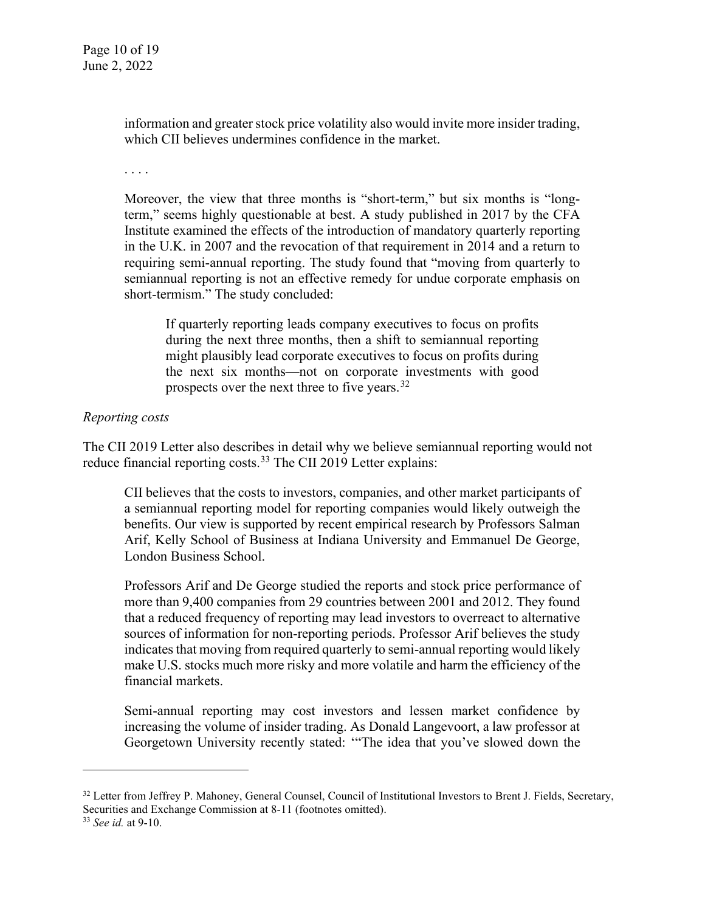> information and greater stock price volatility also would invite more insider trading, which CII believes undermines confidence in the market.
>
> . . . .
>
> Moreover, the view that three months is "short-term," but six months is "long-term," seems highly questionable at best. A study published in 2017 by the CFA Institute examined the effects of the introduction of mandatory quarterly reporting in the U.K. in 2007 and the revocation of that requirement in 2014 and a return to requiring semi-annual reporting. The study found that "moving from quarterly to semiannual reporting is not an effective remedy for undue corporate emphasis on short-termism." The study concluded:
>
> > If quarterly reporting leads company executives to focus on profits during the next three months, then a shift to semiannual reporting might plausibly lead corporate executives to focus on profits during the next six months—not on corporate investments with good prospects over the next three to five years.[32]

*Reporting costs*

The CII 2019 Letter also describes in detail why we believe semiannual reporting would not reduce financial reporting costs.[33] The CII 2019 Letter explains:

> CII believes that the costs to investors, companies, and other market participants of a semiannual reporting model for reporting companies would likely outweigh the benefits. Our view is supported by recent empirical research by Professors Salman Arif, Kelly School of Business at Indiana University and Emmanuel De George, London Business School.
>
> Professors Arif and De George studied the reports and stock price performance of more than 9,400 companies from 29 countries between 2001 and 2012. They found that a reduced frequency of reporting may lead investors to overreact to alternative sources of information for non-reporting periods. Professor Arif believes the study indicates that moving from required quarterly to semi-annual reporting would likely make U.S. stocks much more risky and more volatile and harm the efficiency of the financial markets.
>
> Semi-annual reporting may cost investors and lessen market confidence by increasing the volume of insider trading. As Donald Langevoort, a law professor at Georgetown University recently stated: '"The idea that you've slowed down the

---

[32] Letter from Jeffrey P. Mahoney, General Counsel, Council of Institutional Investors to Brent J. Fields, Secretary, Securities and Exchange Commission at 8-11 (footnotes omitted).

[33] *See id.* at 9-10.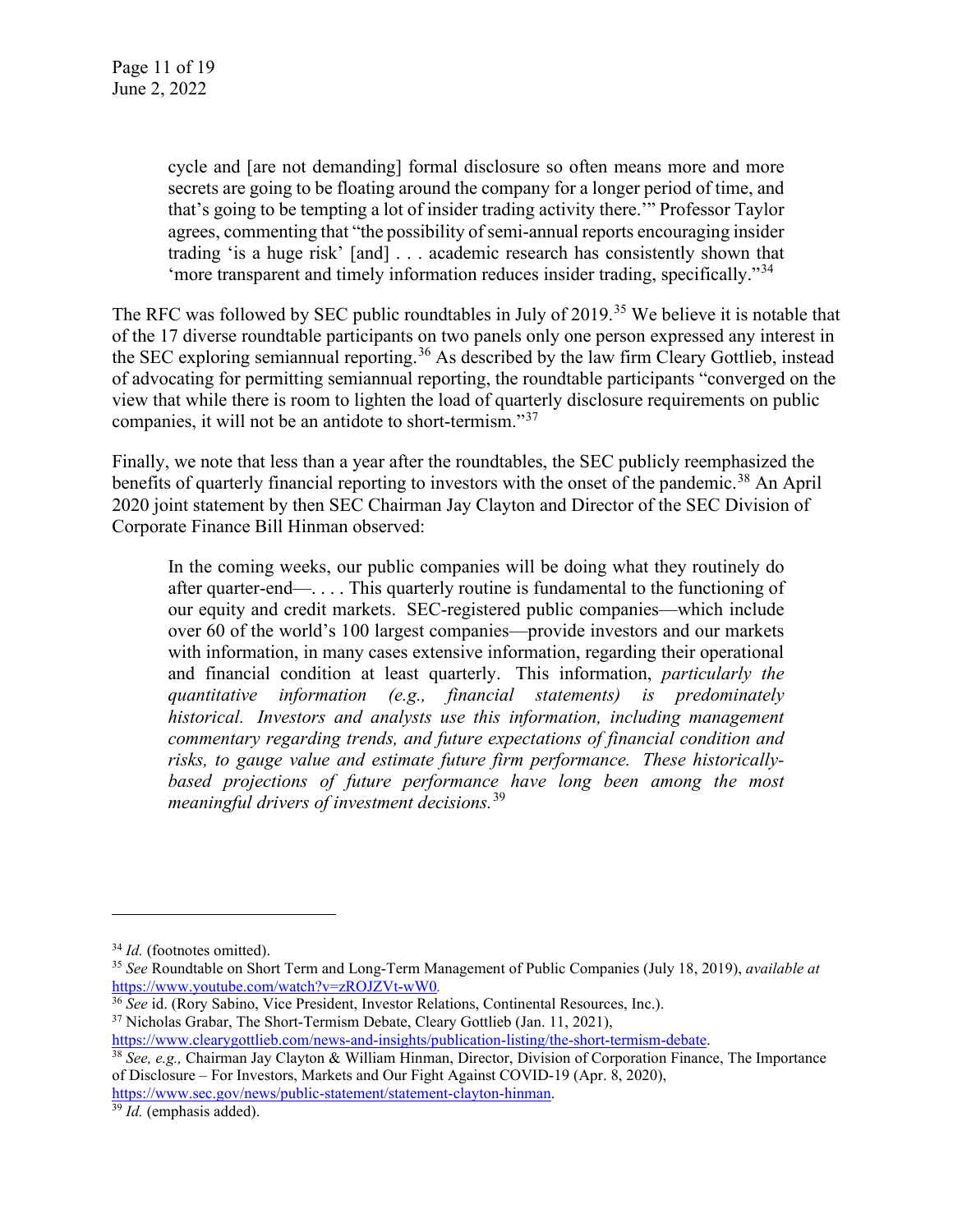> cycle and [are not demanding] formal disclosure so often means more and more secrets are going to be floating around the company for a longer period of time, and that's going to be tempting a lot of insider trading activity there.'" Professor Taylor agrees, commenting that "the possibility of semi-annual reports encouraging insider trading 'is a huge risk' [and] . . . academic research has consistently shown that 'more transparent and timely information reduces insider trading, specifically."[34]

The RFC was followed by SEC public roundtables in July of 2019.[35] We believe it is notable that of the 17 diverse roundtable participants on two panels only one person expressed any interest in the SEC exploring semiannual reporting.[36] As described by the law firm Cleary Gottlieb, instead of advocating for permitting semiannual reporting, the roundtable participants "converged on the view that while there is room to lighten the load of quarterly disclosure requirements on public companies, it will not be an antidote to short-termism."[37]

Finally, we note that less than a year after the roundtables, the SEC publicly reemphasized the benefits of quarterly financial reporting to investors with the onset of the pandemic.[38] An April 2020 joint statement by then SEC Chairman Jay Clayton and Director of the SEC Division of Corporate Finance Bill Hinman observed:

> In the coming weeks, our public companies will be doing what they routinely do after quarter-end—. . . . This quarterly routine is fundamental to the functioning of our equity and credit markets. SEC-registered public companies—which include over 60 of the world's 100 largest companies—provide investors and our markets with information, in many cases extensive information, regarding their operational and financial condition at least quarterly. This information, *particularly the quantitative information (e.g., financial statements) is predominately historical. Investors and analysts use this information, including management commentary regarding trends, and future expectations of financial condition and risks, to gauge value and estimate future firm performance. These historically-based projections of future performance have long been among the most meaningful drivers of investment decisions.*[39]

---

[34] *Id.* (footnotes omitted).

[35] *See* Roundtable on Short Term and Long-Term Management of Public Companies (July 18, 2019), *available at* https://www.youtube.com/watch?v=zROJZVt-wW0.

[36] *See* id. (Rory Sabino, Vice President, Investor Relations, Continental Resources, Inc.).

[37] Nicholas Grabar, The Short-Termism Debate, Cleary Gottlieb (Jan. 11, 2021), https://www.clearygottlieb.com/news-and-insights/publication-listing/the-short-termism-debate.

[38] *See, e.g.,* Chairman Jay Clayton & William Hinman, Director, Division of Corporation Finance, The Importance of Disclosure – For Investors, Markets and Our Fight Against COVID-19 (Apr. 8, 2020), https://www.sec.gov/news/public-statement/statement-clayton-hinman.

[39] *Id.* (emphasis added).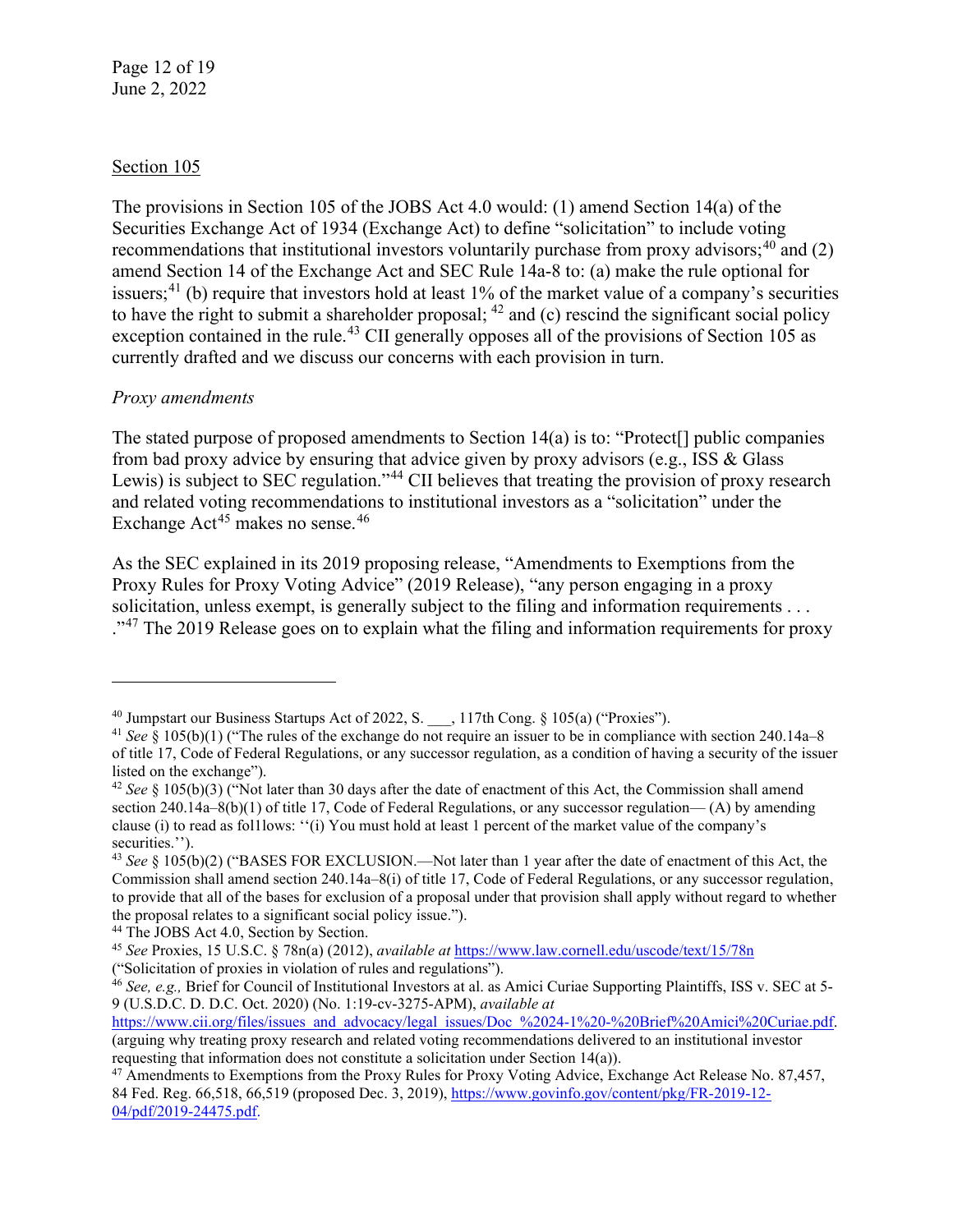Section 105

The provisions in Section 105 of the JOBS Act 4.0 would: (1) amend Section 14(a) of the Securities Exchange Act of 1934 (Exchange Act) to define "solicitation" to include voting recommendations that institutional investors voluntarily purchase from proxy advisors;[40] and (2) amend Section 14 of the Exchange Act and SEC Rule 14a-8 to: (a) make the rule optional for issuers;[41] (b) require that investors hold at least 1% of the market value of a company's securities to have the right to submit a shareholder proposal; [42] and (c) rescind the significant social policy exception contained in the rule.[43] CII generally opposes all of the provisions of Section 105 as currently drafted and we discuss our concerns with each provision in turn.

*Proxy amendments*

The stated purpose of proposed amendments to Section 14(a) is to: "Protect[] public companies from bad proxy advice by ensuring that advice given by proxy advisors (e.g., ISS & Glass Lewis) is subject to SEC regulation."[44] CII believes that treating the provision of proxy research and related voting recommendations to institutional investors as a "solicitation" under the Exchange Act[45] makes no sense.[46]

As the SEC explained in its 2019 proposing release, "Amendments to Exemptions from the Proxy Rules for Proxy Voting Advice" (2019 Release), "any person engaging in a proxy solicitation, unless exempt, is generally subject to the filing and information requirements . . . ."[47] The 2019 Release goes on to explain what the filing and information requirements for proxy

---

[40] Jumpstart our Business Startups Act of 2022, S. ___, 117th Cong. § 105(a) ("Proxies").

[41] *See* § 105(b)(1) ("The rules of the exchange do not require an issuer to be in compliance with section 240.14a–8 of title 17, Code of Federal Regulations, or any successor regulation, as a condition of having a security of the issuer listed on the exchange").

[42] *See* § 105(b)(3) ("Not later than 30 days after the date of enactment of this Act, the Commission shall amend section 240.14a–8(b)(1) of title 17, Code of Federal Regulations, or any successor regulation— (A) by amending clause (i) to read as fol1lows: ''(i) You must hold at least 1 percent of the market value of the company's securities.'').

[43] *See* § 105(b)(2) ("BASES FOR EXCLUSION.—Not later than 1 year after the date of enactment of this Act, the Commission shall amend section 240.14a–8(i) of title 17, Code of Federal Regulations, or any successor regulation, to provide that all of the bases for exclusion of a proposal under that provision shall apply without regard to whether the proposal relates to a significant social policy issue.").

[44] The JOBS Act 4.0, Section by Section.

[45] *See* Proxies, 15 U.S.C. § 78n(a) (2012), *available at* https://www.law.cornell.edu/uscode/text/15/78n ("Solicitation of proxies in violation of rules and regulations").

[46] *See, e.g.,* Brief for Council of Institutional Investors at al. as Amici Curiae Supporting Plaintiffs, ISS v. SEC at 5-9 (U.S.D.C. D. D.C. Oct. 2020) (No. 1:19-cv-3275-APM), *available at* https://www.cii.org/files/issues_and_advocacy/legal_issues/Doc_%2024-1%20-%20Brief%20Amici%20Curiae.pdf. (arguing why treating proxy research and related voting recommendations delivered to an institutional investor requesting that information does not constitute a solicitation under Section 14(a)).

[47] Amendments to Exemptions from the Proxy Rules for Proxy Voting Advice, Exchange Act Release No. 87,457, 84 Fed. Reg. 66,518, 66,519 (proposed Dec. 3, 2019), https://www.govinfo.gov/content/pkg/FR-2019-12-04/pdf/2019-24475.pdf.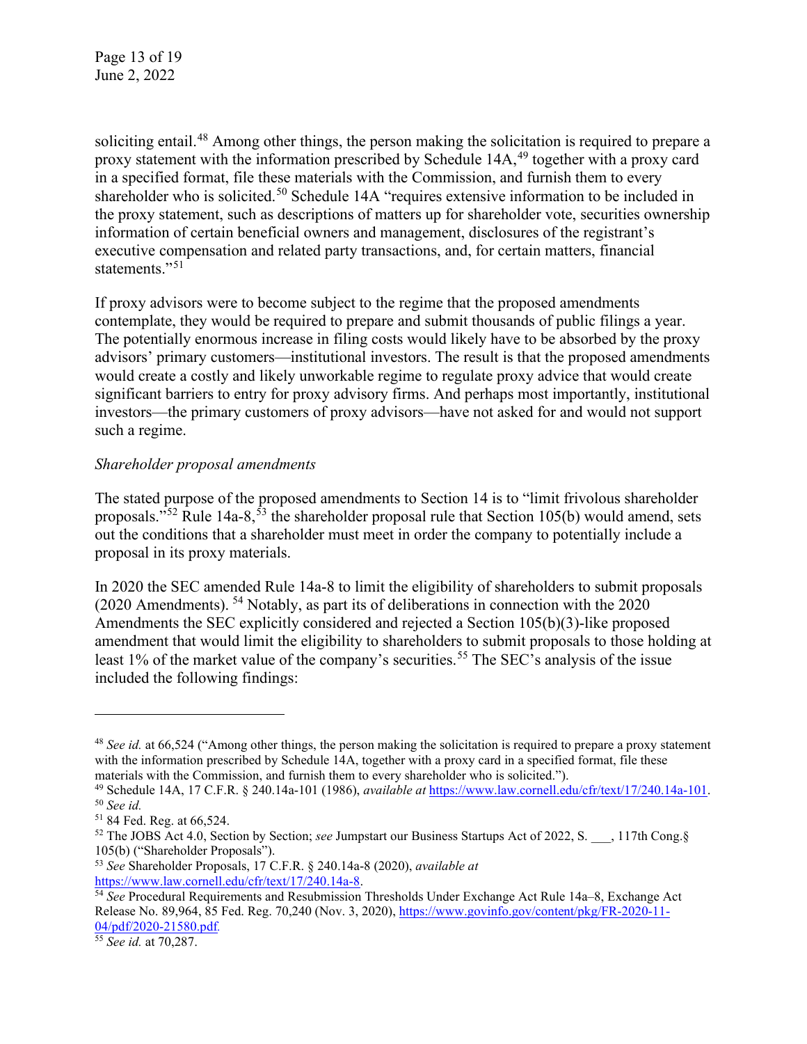soliciting entail.[48] Among other things, the person making the solicitation is required to prepare a proxy statement with the information prescribed by Schedule 14A,[49] together with a proxy card in a specified format, file these materials with the Commission, and furnish them to every shareholder who is solicited.[50] Schedule 14A "requires extensive information to be included in the proxy statement, such as descriptions of matters up for shareholder vote, securities ownership information of certain beneficial owners and management, disclosures of the registrant's executive compensation and related party transactions, and, for certain matters, financial statements."[51]

If proxy advisors were to become subject to the regime that the proposed amendments contemplate, they would be required to prepare and submit thousands of public filings a year. The potentially enormous increase in filing costs would likely have to be absorbed by the proxy advisors' primary customers—institutional investors. The result is that the proposed amendments would create a costly and likely unworkable regime to regulate proxy advice that would create significant barriers to entry for proxy advisory firms. And perhaps most importantly, institutional investors—the primary customers of proxy advisors—have not asked for and would not support such a regime.

*Shareholder proposal amendments*

The stated purpose of the proposed amendments to Section 14 is to "limit frivolous shareholder proposals."[52] Rule 14a-8,[53] the shareholder proposal rule that Section 105(b) would amend, sets out the conditions that a shareholder must meet in order the company to potentially include a proposal in its proxy materials.

In 2020 the SEC amended Rule 14a-8 to limit the eligibility of shareholders to submit proposals (2020 Amendments).[54] Notably, as part its of deliberations in connection with the 2020 Amendments the SEC explicitly considered and rejected a Section 105(b)(3)-like proposed amendment that would limit the eligibility to shareholders to submit proposals to those holding at least 1% of the market value of the company's securities.[55] The SEC's analysis of the issue included the following findings:

---

[48] *See id.* at 66,524 ("Among other things, the person making the solicitation is required to prepare a proxy statement with the information prescribed by Schedule 14A, together with a proxy card in a specified format, file these materials with the Commission, and furnish them to every shareholder who is solicited.").

[49] Schedule 14A, 17 C.F.R. § 240.14a-101 (1986), *available at* https://www.law.cornell.edu/cfr/text/17/240.14a-101.

[50] *See id.*

[51] 84 Fed. Reg. at 66,524.

[52] The JOBS Act 4.0, Section by Section; *see* Jumpstart our Business Startups Act of 2022, S. ___, 117th Cong.§ 105(b) ("Shareholder Proposals").

[53] *See* Shareholder Proposals, 17 C.F.R. § 240.14a-8 (2020), *available at* https://www.law.cornell.edu/cfr/text/17/240.14a-8.

[54] *See* Procedural Requirements and Resubmission Thresholds Under Exchange Act Rule 14a–8, Exchange Act Release No. 89,964, 85 Fed. Reg. 70,240 (Nov. 3, 2020), https://www.govinfo.gov/content/pkg/FR-2020-11-04/pdf/2020-21580.pdf.

[55] *See id.* at 70,287.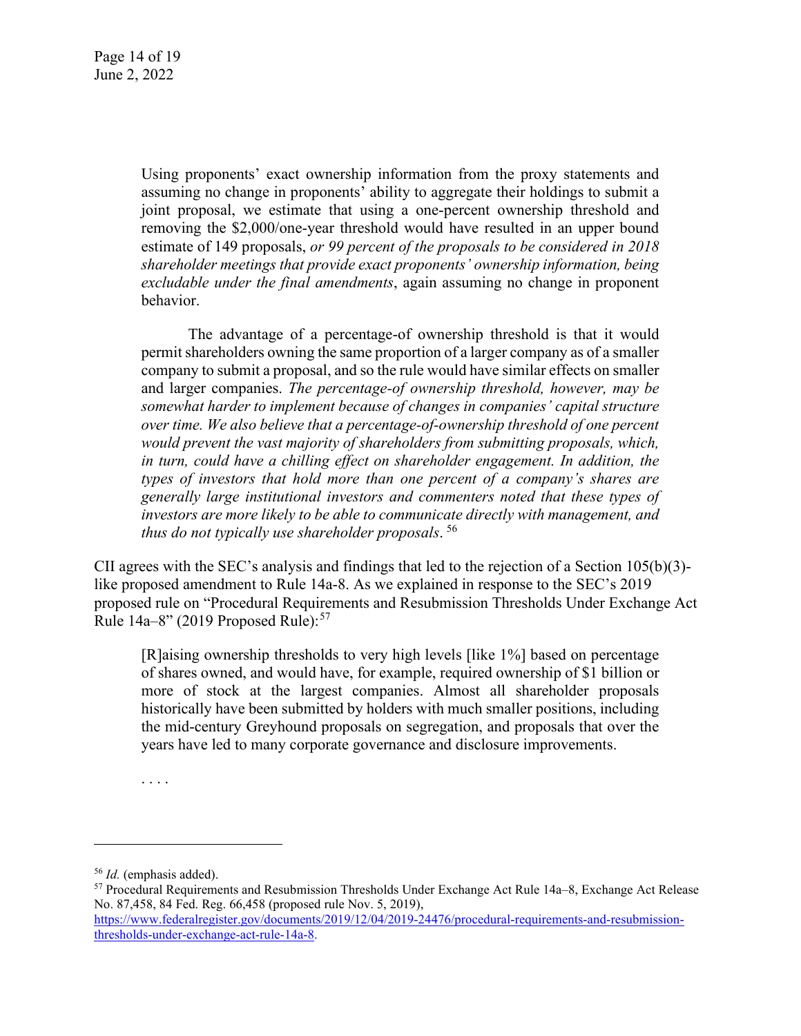> Using proponents' exact ownership information from the proxy statements and assuming no change in proponents' ability to aggregate their holdings to submit a joint proposal, we estimate that using a one-percent ownership threshold and removing the $2,000/one-year threshold would have resulted in an upper bound estimate of 149 proposals, *or 99 percent of the proposals to be considered in 2018 shareholder meetings that provide exact proponents' ownership information, being excludable under the final amendments*, again assuming no change in proponent behavior.
>
> The advantage of a percentage-of ownership threshold is that it would permit shareholders owning the same proportion of a larger company as of a smaller company to submit a proposal, and so the rule would have similar effects on smaller and larger companies. *The percentage-of ownership threshold, however, may be somewhat harder to implement because of changes in companies' capital structure over time. We also believe that a percentage-of-ownership threshold of one percent would prevent the vast majority of shareholders from submitting proposals, which, in turn, could have a chilling effect on shareholder engagement. In addition, the types of investors that hold more than one percent of a company's shares are generally large institutional investors and commenters noted that these types of investors are more likely to be able to communicate directly with management, and thus do not typically use shareholder proposals*. [56]

CII agrees with the SEC's analysis and findings that led to the rejection of a Section 105(b)(3)-like proposed amendment to Rule 14a-8. As we explained in response to the SEC's 2019 proposed rule on "Procedural Requirements and Resubmission Thresholds Under Exchange Act Rule 14a–8" (2019 Proposed Rule):[57]

> [R]aising ownership thresholds to very high levels [like 1%] based on percentage of shares owned, and would have, for example, required ownership of $1 billion or more of stock at the largest companies. Almost all shareholder proposals historically have been submitted by holders with much smaller positions, including the mid-century Greyhound proposals on segregation, and proposals that over the years have led to many corporate governance and disclosure improvements.
>
> . . . .

---

[56] *Id.* (emphasis added).

[57] Procedural Requirements and Resubmission Thresholds Under Exchange Act Rule 14a–8, Exchange Act Release No. 87,458, 84 Fed. Reg. 66,458 (proposed rule Nov. 5, 2019), https://www.federalregister.gov/documents/2019/12/04/2019-24476/procedural-requirements-and-resubmission-thresholds-under-exchange-act-rule-14a-8.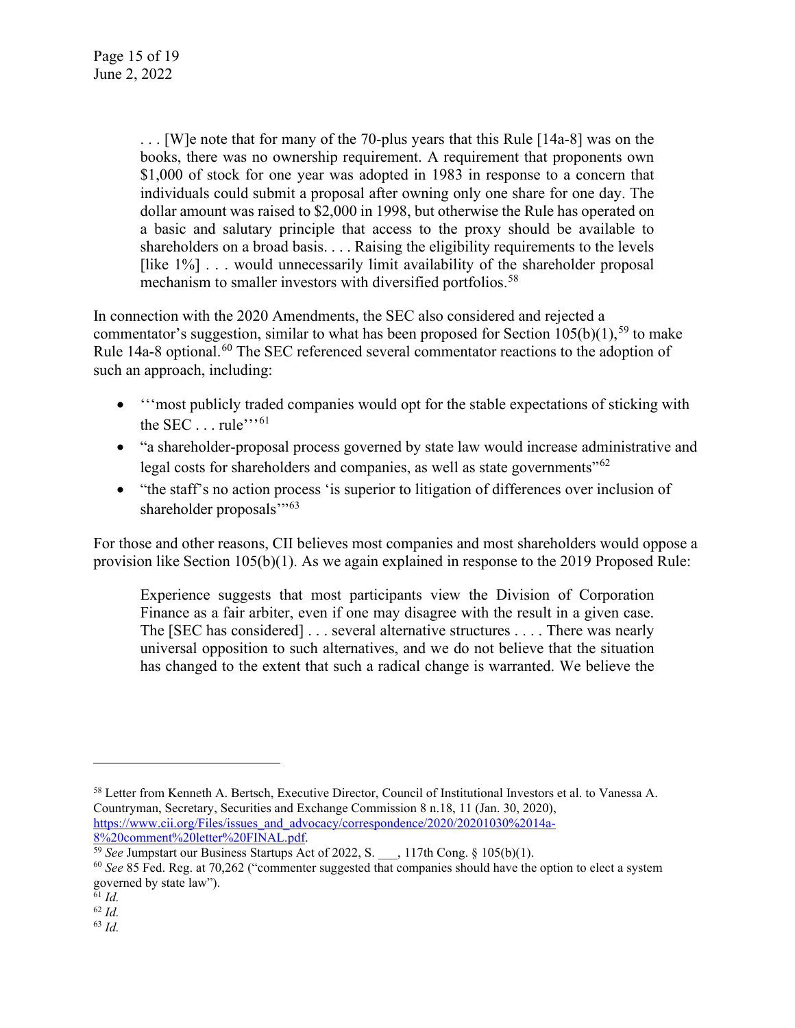> . . . [W]e note that for many of the 70-plus years that this Rule [14a-8] was on the books, there was no ownership requirement. A requirement that proponents own $1,000 of stock for one year was adopted in 1983 in response to a concern that individuals could submit a proposal after owning only one share for one day. The dollar amount was raised to $2,000 in 1998, but otherwise the Rule has operated on a basic and salutary principle that access to the proxy should be available to shareholders on a broad basis. . . . Raising the eligibility requirements to the levels [like 1%] . . . would unnecessarily limit availability of the shareholder proposal mechanism to smaller investors with diversified portfolios.[58]

In connection with the 2020 Amendments, the SEC also considered and rejected a commentator's suggestion, similar to what has been proposed for Section 105(b)(1),[59] to make Rule 14a-8 optional.[60] The SEC referenced several commentator reactions to the adoption of such an approach, including:

- '''most publicly traded companies would opt for the stable expectations of sticking with the SEC . . . rule'''[61]
- "a shareholder-proposal process governed by state law would increase administrative and legal costs for shareholders and companies, as well as state governments"[62]
- "the staff's no action process 'is superior to litigation of differences over inclusion of shareholder proposals'"[63]

For those and other reasons, CII believes most companies and most shareholders would oppose a provision like Section 105(b)(1). As we again explained in response to the 2019 Proposed Rule:

> Experience suggests that most participants view the Division of Corporation Finance as a fair arbiter, even if one may disagree with the result in a given case. The [SEC has considered] . . . several alternative structures . . . . There was nearly universal opposition to such alternatives, and we do not believe that the situation has changed to the extent that such a radical change is warranted. We believe the

---

[58] Letter from Kenneth A. Bertsch, Executive Director, Council of Institutional Investors et al. to Vanessa A. Countryman, Secretary, Securities and Exchange Commission 8 n.18, 11 (Jan. 30, 2020), https://www.cii.org/Files/issues_and_advocacy/correspondence/2020/20201030%2014a-8%20comment%20letter%20FINAL.pdf.

[59] *See* Jumpstart our Business Startups Act of 2022, S. ___, 117th Cong. § 105(b)(1).

[60] *See* 85 Fed. Reg. at 70,262 ("commenter suggested that companies should have the option to elect a system governed by state law").

[61] *Id.*

[62] *Id.*

[63] *Id.*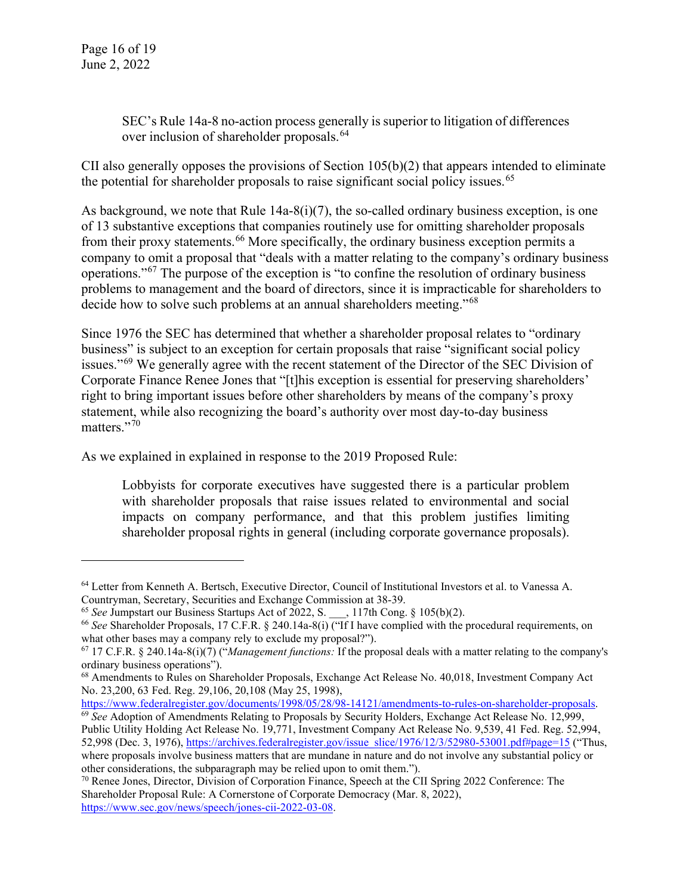> SEC's Rule 14a-8 no-action process generally is superior to litigation of differences over inclusion of shareholder proposals.[64]

CII also generally opposes the provisions of Section 105(b)(2) that appears intended to eliminate the potential for shareholder proposals to raise significant social policy issues.[65]

As background, we note that Rule 14a-8(i)(7), the so-called ordinary business exception, is one of 13 substantive exceptions that companies routinely use for omitting shareholder proposals from their proxy statements.[66] More specifically, the ordinary business exception permits a company to omit a proposal that "deals with a matter relating to the company's ordinary business operations."[67] The purpose of the exception is "to confine the resolution of ordinary business problems to management and the board of directors, since it is impracticable for shareholders to decide how to solve such problems at an annual shareholders meeting."[68]

Since 1976 the SEC has determined that whether a shareholder proposal relates to "ordinary business" is subject to an exception for certain proposals that raise "significant social policy issues."[69] We generally agree with the recent statement of the Director of the SEC Division of Corporate Finance Renee Jones that "[t]his exception is essential for preserving shareholders' right to bring important issues before other shareholders by means of the company's proxy statement, while also recognizing the board's authority over most day-to-day business matters."[70]

As we explained in explained in response to the 2019 Proposed Rule:

> Lobbyists for corporate executives have suggested there is a particular problem with shareholder proposals that raise issues related to environmental and social impacts on company performance, and that this problem justifies limiting shareholder proposal rights in general (including corporate governance proposals).

---

[64] Letter from Kenneth A. Bertsch, Executive Director, Council of Institutional Investors et al. to Vanessa A. Countryman, Secretary, Securities and Exchange Commission at 38-39.

[65] *See* Jumpstart our Business Startups Act of 2022, S. ___, 117th Cong. § 105(b)(2).

[66] *See* Shareholder Proposals, 17 C.F.R. § 240.14a-8(i) ("If I have complied with the procedural requirements, on what other bases may a company rely to exclude my proposal?").

[67] 17 C.F.R. § 240.14a-8(i)(7) ("*Management functions:* If the proposal deals with a matter relating to the company's ordinary business operations").

[68] Amendments to Rules on Shareholder Proposals, Exchange Act Release No. 40,018, Investment Company Act No. 23,200, 63 Fed. Reg. 29,106, 20,108 (May 25, 1998), https://www.federalregister.gov/documents/1998/05/28/98-14121/amendments-to-rules-on-shareholder-proposals.

[69] *See* Adoption of Amendments Relating to Proposals by Security Holders, Exchange Act Release No. 12,999, Public Utility Holding Act Release No. 19,771, Investment Company Act Release No. 9,539, 41 Fed. Reg. 52,994, 52,998 (Dec. 3, 1976), https://archives.federalregister.gov/issue_slice/1976/12/3/52980-53001.pdf#page=15 ("Thus, where proposals involve business matters that are mundane in nature and do not involve any substantial policy or other considerations, the subparagraph may be relied upon to omit them.").

[70] Renee Jones, Director, Division of Corporation Finance, Speech at the CII Spring 2022 Conference: The Shareholder Proposal Rule: A Cornerstone of Corporate Democracy (Mar. 8, 2022), https://www.sec.gov/news/speech/jones-cii-2022-03-08.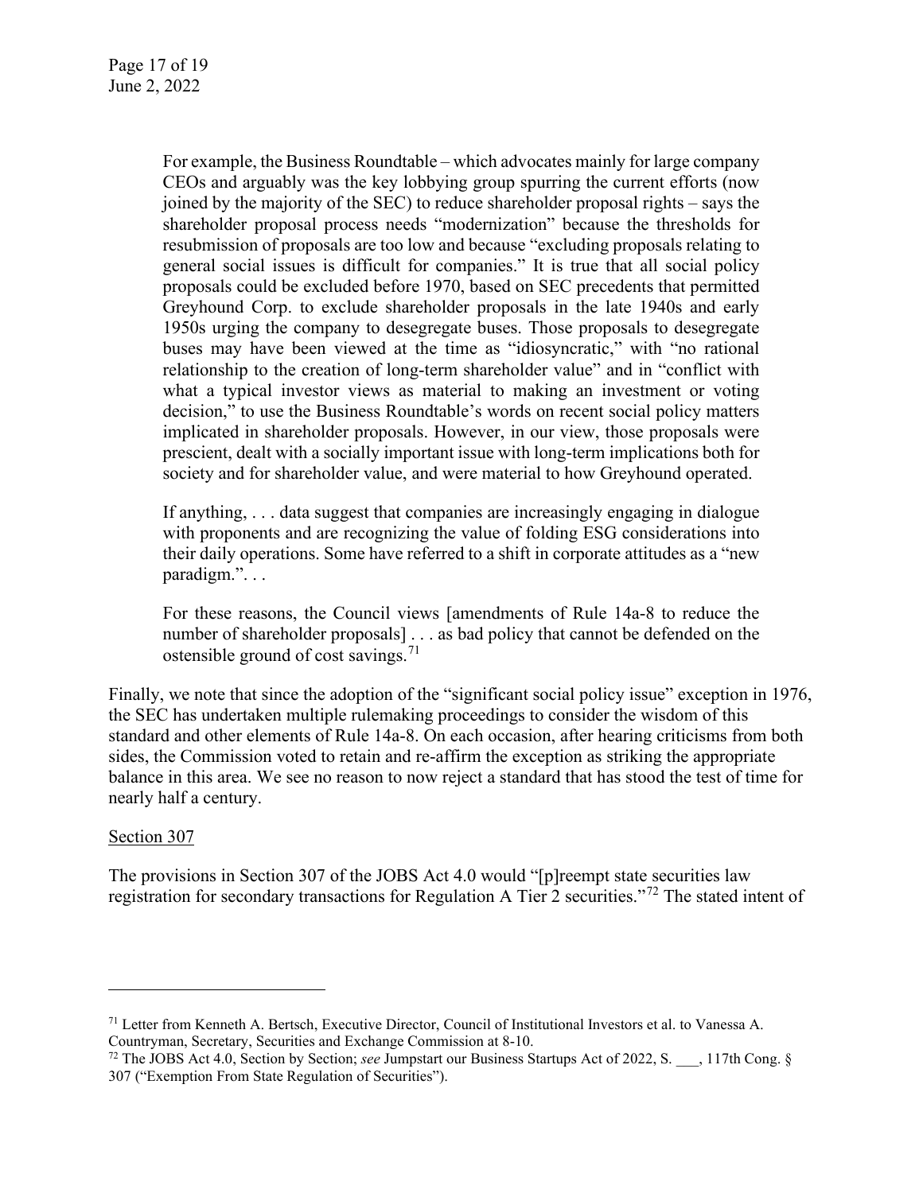> For example, the Business Roundtable – which advocates mainly for large company CEOs and arguably was the key lobbying group spurring the current efforts (now joined by the majority of the SEC) to reduce shareholder proposal rights – says the shareholder proposal process needs "modernization" because the thresholds for resubmission of proposals are too low and because "excluding proposals relating to general social issues is difficult for companies." It is true that all social policy proposals could be excluded before 1970, based on SEC precedents that permitted Greyhound Corp. to exclude shareholder proposals in the late 1940s and early 1950s urging the company to desegregate buses. Those proposals to desegregate buses may have been viewed at the time as "idiosyncratic," with "no rational relationship to the creation of long-term shareholder value" and in "conflict with what a typical investor views as material to making an investment or voting decision," to use the Business Roundtable's words on recent social policy matters implicated in shareholder proposals. However, in our view, those proposals were prescient, dealt with a socially important issue with long-term implications both for society and for shareholder value, and were material to how Greyhound operated.
>
> If anything, . . . data suggest that companies are increasingly engaging in dialogue with proponents and are recognizing the value of folding ESG considerations into their daily operations. Some have referred to a shift in corporate attitudes as a "new paradigm.". . .
>
> For these reasons, the Council views [amendments of Rule 14a-8 to reduce the number of shareholder proposals] . . . as bad policy that cannot be defended on the ostensible ground of cost savings.[71]

Finally, we note that since the adoption of the "significant social policy issue" exception in 1976, the SEC has undertaken multiple rulemaking proceedings to consider the wisdom of this standard and other elements of Rule 14a-8. On each occasion, after hearing criticisms from both sides, the Commission voted to retain and re-affirm the exception as striking the appropriate balance in this area. We see no reason to now reject a standard that has stood the test of time for nearly half a century.

<u>Section 307</u>

The provisions in Section 307 of the JOBS Act 4.0 would "[p]reempt state securities law registration for secondary transactions for Regulation A Tier 2 securities."[72] The stated intent of

---

[71] Letter from Kenneth A. Bertsch, Executive Director, Council of Institutional Investors et al. to Vanessa A. Countryman, Secretary, Securities and Exchange Commission at 8-10.

[72] The JOBS Act 4.0, Section by Section; *see* Jumpstart our Business Startups Act of 2022, S. ___, 117th Cong. § 307 ("Exemption From State Regulation of Securities").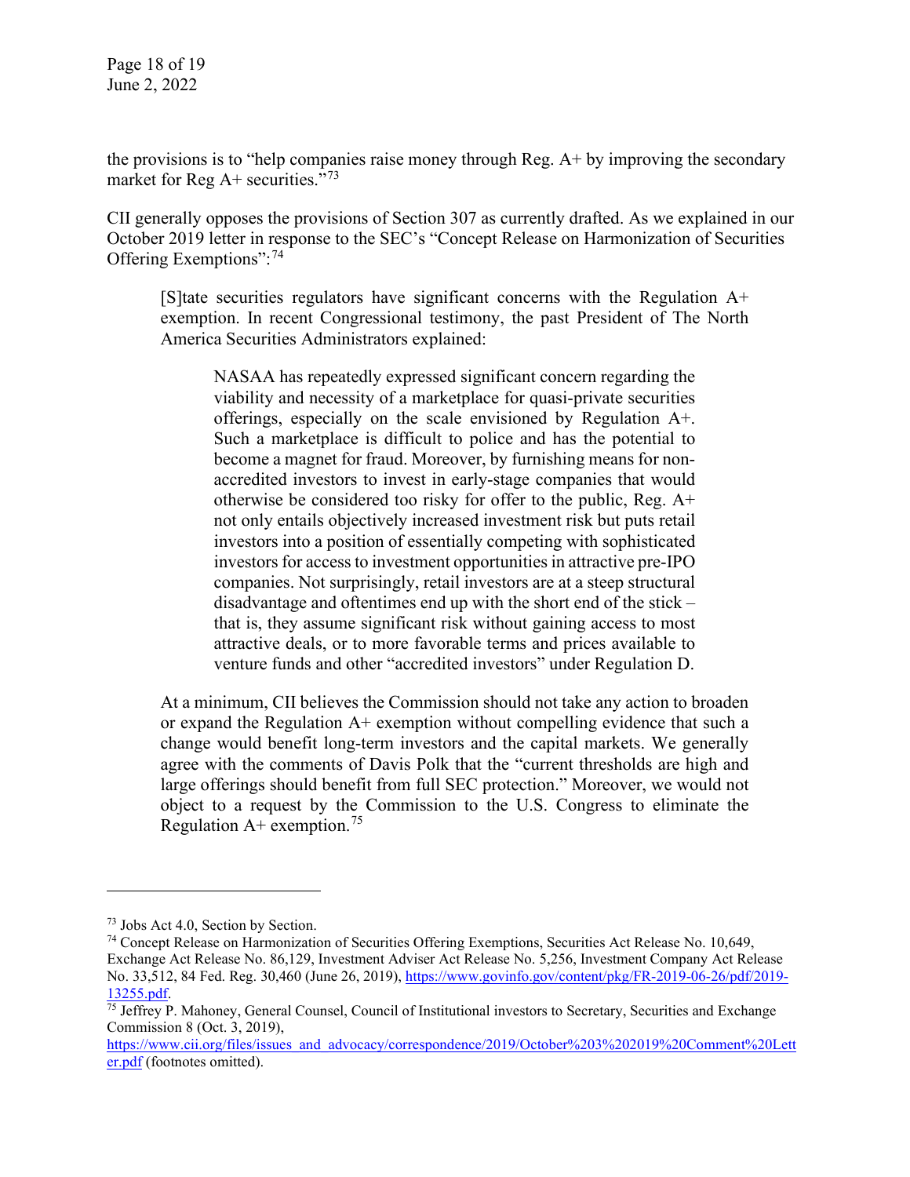the provisions is to "help companies raise money through Reg. A+ by improving the secondary market for Reg A+ securities."[73]

CII generally opposes the provisions of Section 307 as currently drafted. As we explained in our October 2019 letter in response to the SEC's "Concept Release on Harmonization of Securities Offering Exemptions":[74]

> [S]tate securities regulators have significant concerns with the Regulation A+ exemption. In recent Congressional testimony, the past President of The North America Securities Administrators explained:
>
> > NASAA has repeatedly expressed significant concern regarding the viability and necessity of a marketplace for quasi-private securities offerings, especially on the scale envisioned by Regulation A+. Such a marketplace is difficult to police and has the potential to become a magnet for fraud. Moreover, by furnishing means for non-accredited investors to invest in early-stage companies that would otherwise be considered too risky for offer to the public, Reg. A+ not only entails objectively increased investment risk but puts retail investors into a position of essentially competing with sophisticated investors for access to investment opportunities in attractive pre-IPO companies. Not surprisingly, retail investors are at a steep structural disadvantage and oftentimes end up with the short end of the stick – that is, they assume significant risk without gaining access to most attractive deals, or to more favorable terms and prices available to venture funds and other "accredited investors" under Regulation D.
>
> At a minimum, CII believes the Commission should not take any action to broaden or expand the Regulation A+ exemption without compelling evidence that such a change would benefit long-term investors and the capital markets. We generally agree with the comments of Davis Polk that the "current thresholds are high and large offerings should benefit from full SEC protection." Moreover, we would not object to a request by the Commission to the U.S. Congress to eliminate the Regulation A+ exemption.[75]

---

[73] Jobs Act 4.0, Section by Section.

[74] Concept Release on Harmonization of Securities Offering Exemptions, Securities Act Release No. 10,649, Exchange Act Release No. 86,129, Investment Adviser Act Release No. 5,256, Investment Company Act Release No. 33,512, 84 Fed. Reg. 30,460 (June 26, 2019), https://www.govinfo.gov/content/pkg/FR-2019-06-26/pdf/2019-13255.pdf.

[75] Jeffrey P. Mahoney, General Counsel, Council of Institutional investors to Secretary, Securities and Exchange Commission 8 (Oct. 3, 2019), https://www.cii.org/files/issues_and_advocacy/correspondence/2019/October%203%202019%20Comment%20Letter.pdf (footnotes omitted).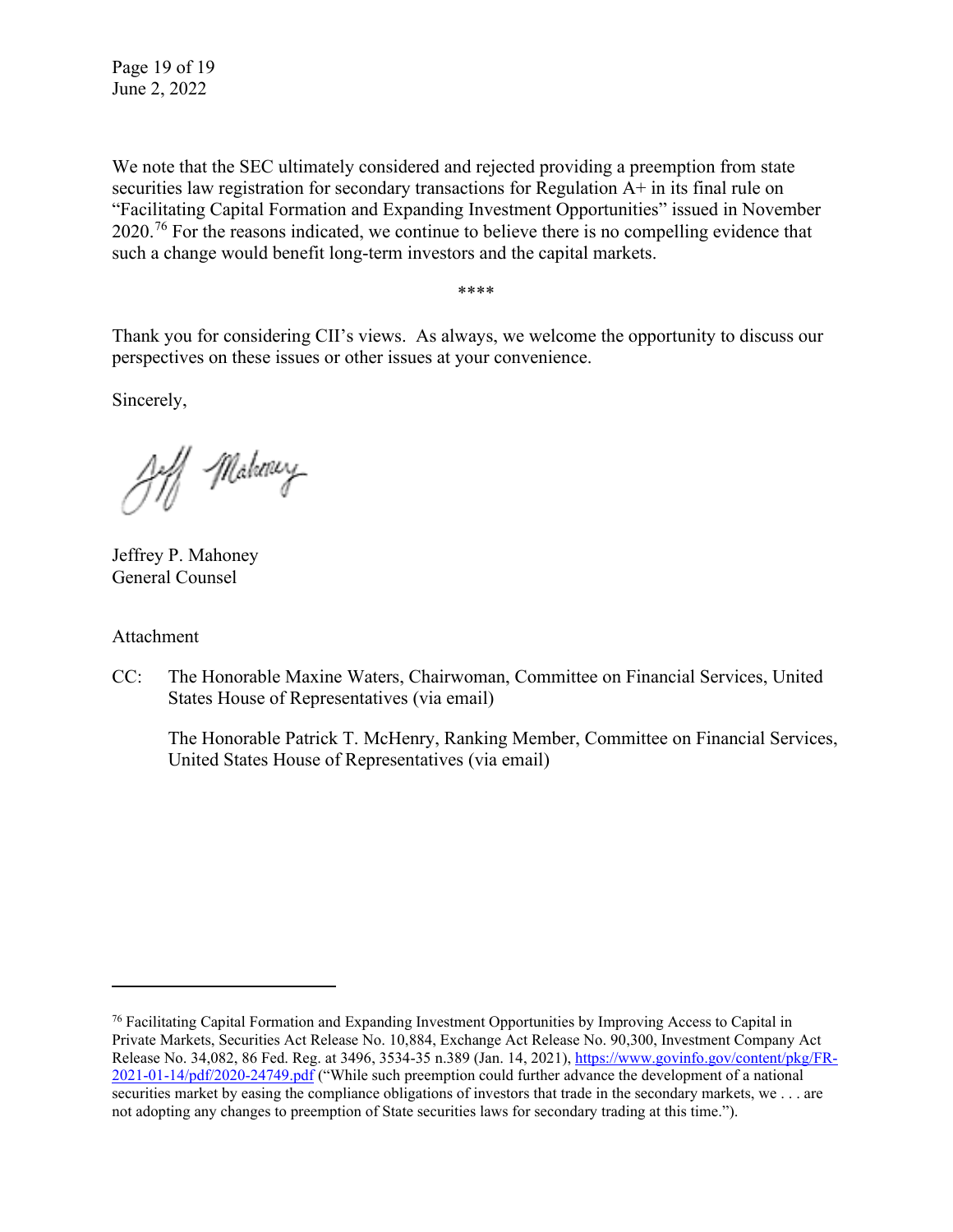We note that the SEC ultimately considered and rejected providing a preemption from state securities law registration for secondary transactions for Regulation A+ in its final rule on "Facilitating Capital Formation and Expanding Investment Opportunities" issued in November 2020.[76] For the reasons indicated, we continue to believe there is no compelling evidence that such a change would benefit long-term investors and the capital markets.

****

Thank you for considering CII's views. As always, we welcome the opportunity to discuss our perspectives on these issues or other issues at your convenience.

Sincerely,

Jeffrey P. Mahoney
General Counsel

Attachment

CC: The Honorable Maxine Waters, Chairwoman, Committee on Financial Services, United States House of Representatives (via email)

The Honorable Patrick T. McHenry, Ranking Member, Committee on Financial Services, United States House of Representatives (via email)

---

[76] Facilitating Capital Formation and Expanding Investment Opportunities by Improving Access to Capital in Private Markets, Securities Act Release No. 10,884, Exchange Act Release No. 90,300, Investment Company Act Release No. 34,082, 86 Fed. Reg. at 3496, 3534-35 n.389 (Jan. 14, 2021), https://www.govinfo.gov/content/pkg/FR-2021-01-14/pdf/2020-24749.pdf ("While such preemption could further advance the development of a national securities market by easing the compliance obligations of investors that trade in the secondary markets, we . . . are not adopting any changes to preemption of State securities laws for secondary trading at this time.").